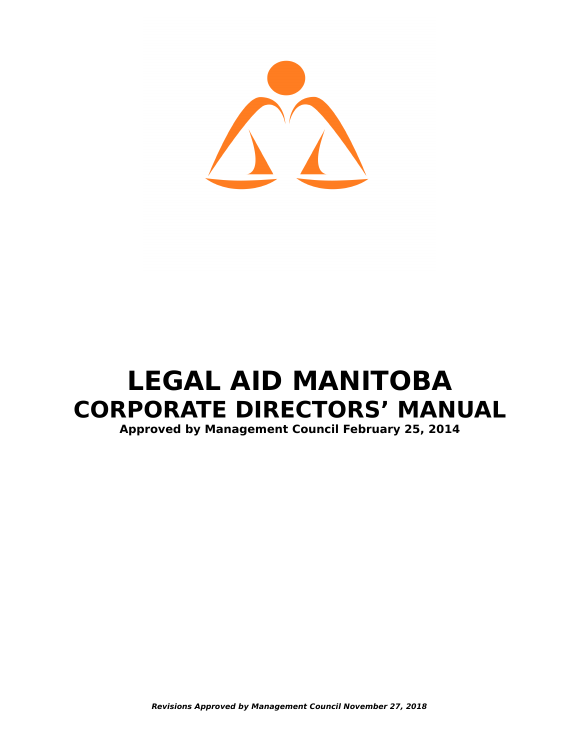# LEGAL AID MANITOBA

## CORPORATE DIRECTORS' MANUAL

**Approved by Management Council February 25, 2014**

***Revisions Approved by Management Council November 27, 2018***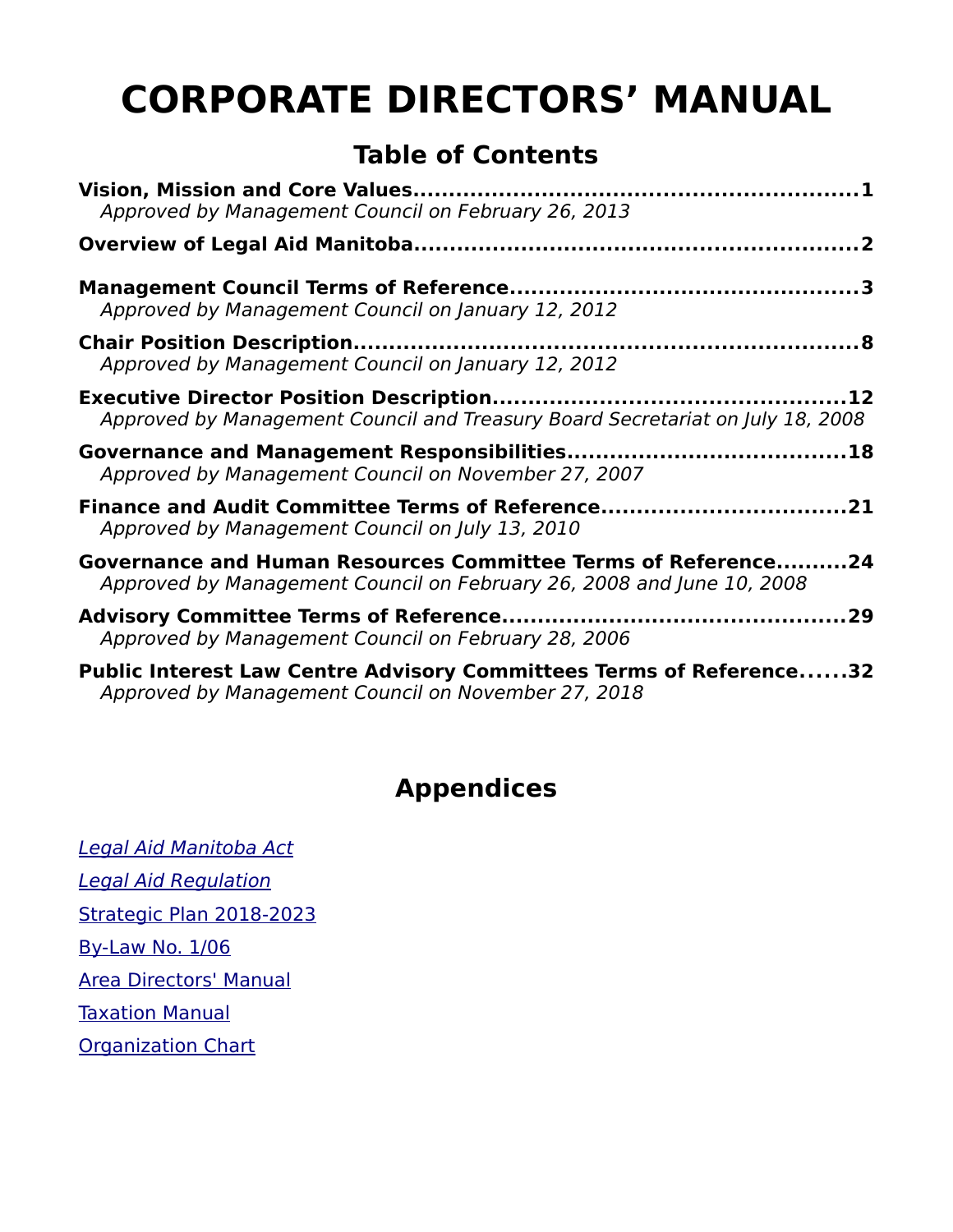# CORPORATE DIRECTORS' MANUAL

## Table of Contents

**Vision, Mission and Core Values....................................................................1**
*Approved by Management Council on February 26, 2013*

**Overview of Legal Aid Manitoba....................................................................2**

**Management Council Terms of Reference........................................................3**
*Approved by Management Council on January 12, 2012*

**Chair Position Description............................................................................8**
*Approved by Management Council on January 12, 2012*

**Executive Director Position Description..........................................................12**
*Approved by Management Council and Treasury Board Secretariat on July 18, 2008*

**Governance and Management Responsibilities................................................18**
*Approved by Management Council on November 27, 2007*

**Finance and Audit Committee Terms of Reference...........................................21**
*Approved by Management Council on July 13, 2010*

**Governance and Human Resources Committee Terms of Reference..........24**
*Approved by Management Council on February 26, 2008 and June 10, 2008*

**Advisory Committee Terms of Reference.......................................................29**
*Approved by Management Council on February 28, 2006*

**Public Interest Law Centre Advisory Committees Terms of Reference......32**
*Approved by Management Council on November 27, 2018*

## Appendices

*Legal Aid Manitoba Act*

*Legal Aid Regulation*

Strategic Plan 2018-2023

By-Law No. 1/06

Area Directors' Manual

Taxation Manual

Organization Chart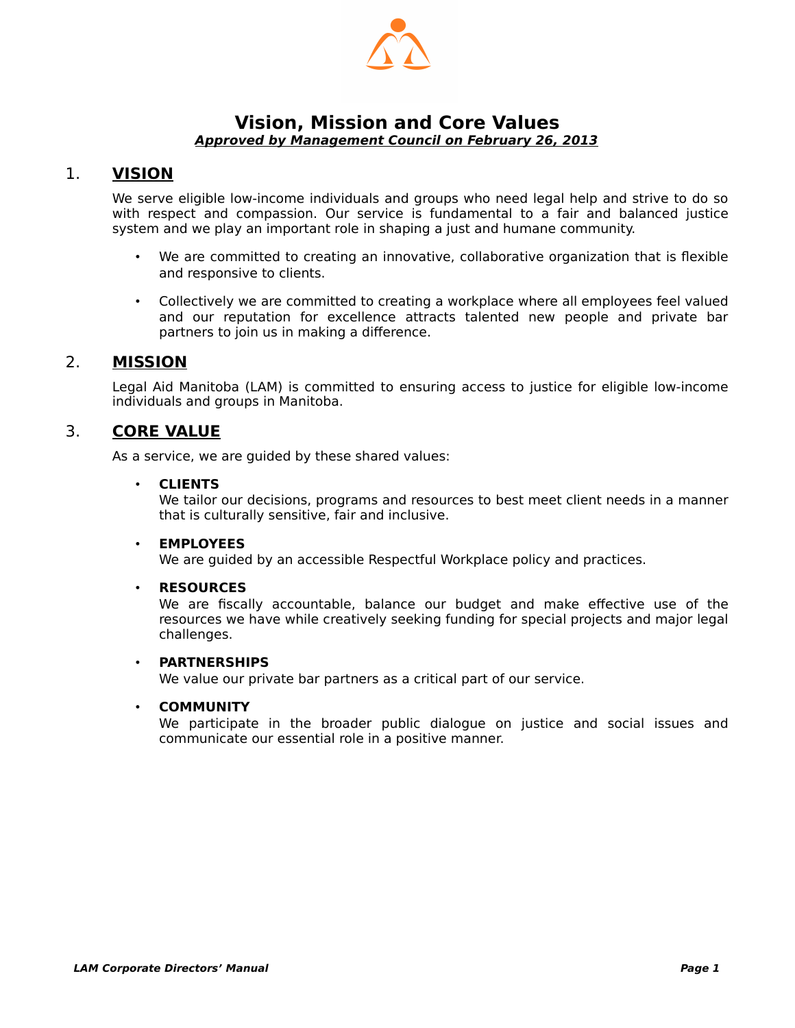# Vision, Mission and Core Values

***Approved by Management Council on February 26, 2013***

## 1. VISION

We serve eligible low-income individuals and groups who need legal help and strive to do so with respect and compassion. Our service is fundamental to a fair and balanced justice system and we play an important role in shaping a just and humane community.

- We are committed to creating an innovative, collaborative organization that is flexible and responsive to clients.
- Collectively we are committed to creating a workplace where all employees feel valued and our reputation for excellence attracts talented new people and private bar partners to join us in making a difference.

## 2. MISSION

Legal Aid Manitoba (LAM) is committed to ensuring access to justice for eligible low-income individuals and groups in Manitoba.

## 3. CORE VALUE

As a service, we are guided by these shared values:

- **CLIENTS**
  We tailor our decisions, programs and resources to best meet client needs in a manner that is culturally sensitive, fair and inclusive.
- **EMPLOYEES**
  We are guided by an accessible Respectful Workplace policy and practices.
- **RESOURCES**
  We are fiscally accountable, balance our budget and make effective use of the resources we have while creatively seeking funding for special projects and major legal challenges.
- **PARTNERSHIPS**
  We value our private bar partners as a critical part of our service.
- **COMMUNITY**
  We participate in the broader public dialogue on justice and social issues and communicate our essential role in a positive manner.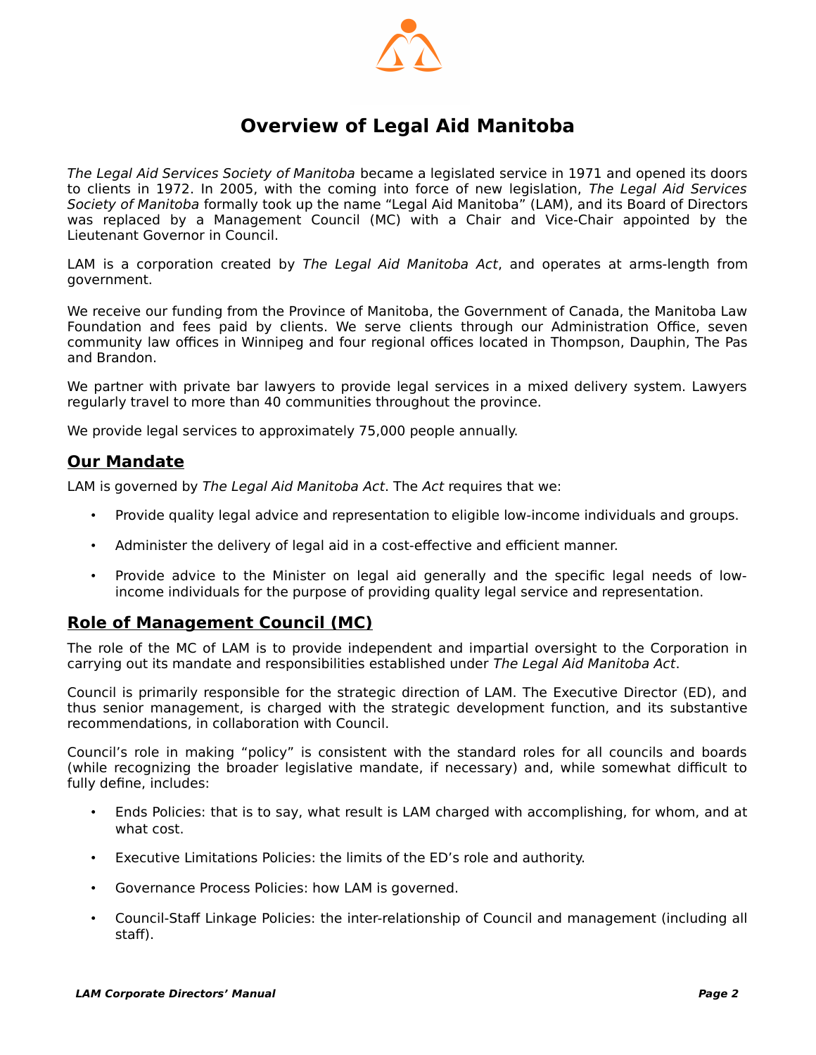# Overview of Legal Aid Manitoba

*The Legal Aid Services Society of Manitoba* became a legislated service in 1971 and opened its doors to clients in 1972. In 2005, with the coming into force of new legislation, *The Legal Aid Services Society of Manitoba* formally took up the name "Legal Aid Manitoba" (LAM), and its Board of Directors was replaced by a Management Council (MC) with a Chair and Vice-Chair appointed by the Lieutenant Governor in Council.

LAM is a corporation created by *The Legal Aid Manitoba Act*, and operates at arms-length from government.

We receive our funding from the Province of Manitoba, the Government of Canada, the Manitoba Law Foundation and fees paid by clients. We serve clients through our Administration Office, seven community law offices in Winnipeg and four regional offices located in Thompson, Dauphin, The Pas and Brandon.

We partner with private bar lawyers to provide legal services in a mixed delivery system. Lawyers regularly travel to more than 40 communities throughout the province.

We provide legal services to approximately 75,000 people annually.

## Our Mandate

LAM is governed by *The Legal Aid Manitoba Act*. The *Act* requires that we:

- Provide quality legal advice and representation to eligible low-income individuals and groups.
- Administer the delivery of legal aid in a cost-effective and efficient manner.
- Provide advice to the Minister on legal aid generally and the specific legal needs of low-income individuals for the purpose of providing quality legal service and representation.

## Role of Management Council (MC)

The role of the MC of LAM is to provide independent and impartial oversight to the Corporation in carrying out its mandate and responsibilities established under *The Legal Aid Manitoba Act*.

Council is primarily responsible for the strategic direction of LAM. The Executive Director (ED), and thus senior management, is charged with the strategic development function, and its substantive recommendations, in collaboration with Council.

Council's role in making "policy" is consistent with the standard roles for all councils and boards (while recognizing the broader legislative mandate, if necessary) and, while somewhat difficult to fully define, includes:

- Ends Policies: that is to say, what result is LAM charged with accomplishing, for whom, and at what cost.
- Executive Limitations Policies: the limits of the ED's role and authority.
- Governance Process Policies: how LAM is governed.
- Council-Staff Linkage Policies: the inter-relationship of Council and management (including all staff).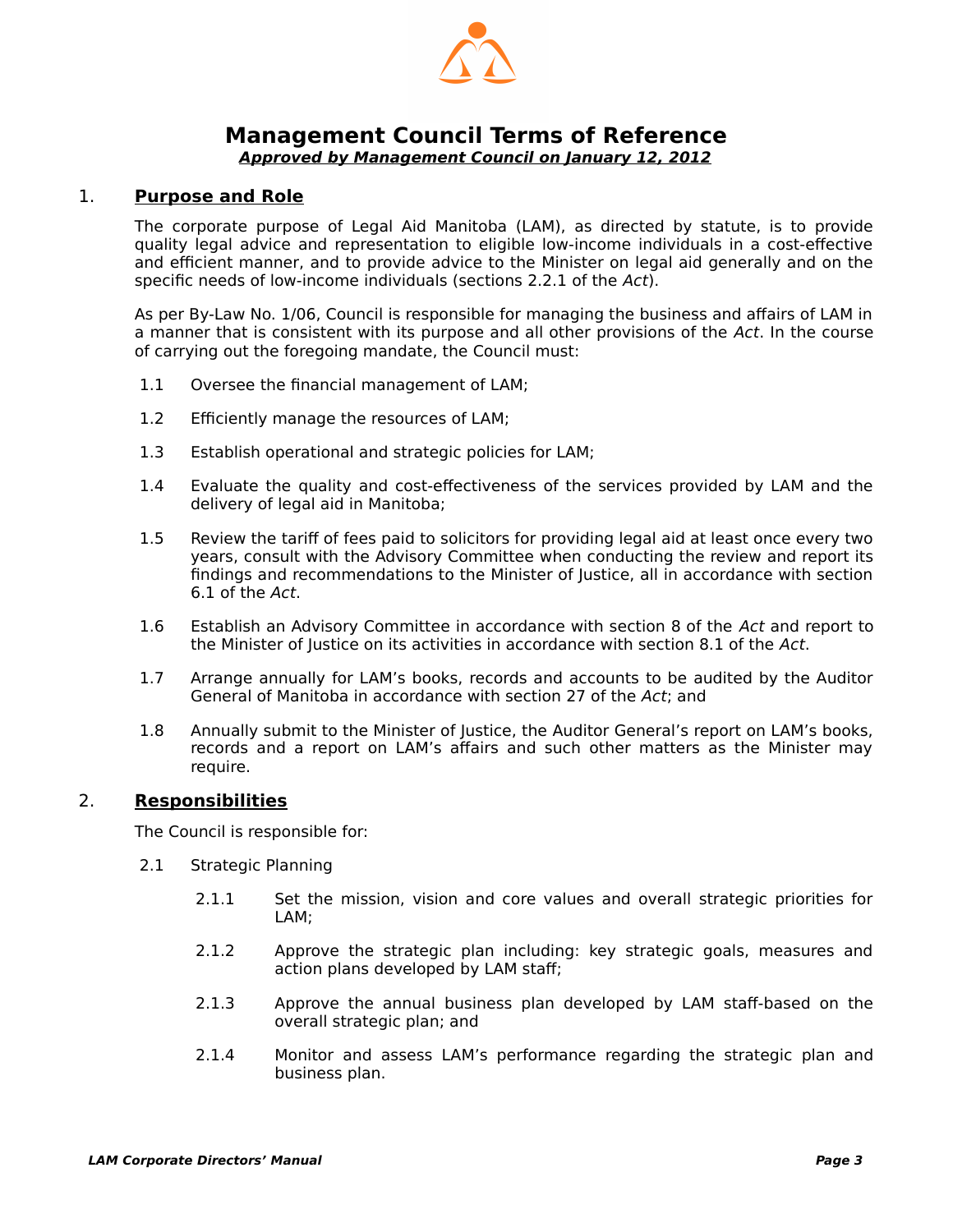# Management Council Terms of Reference

***Approved by Management Council on January 12, 2012***

## 1. Purpose and Role

The corporate purpose of Legal Aid Manitoba (LAM), as directed by statute, is to provide quality legal advice and representation to eligible low-income individuals in a cost-effective and efficient manner, and to provide advice to the Minister on legal aid generally and on the specific needs of low-income individuals (sections 2.2.1 of the *Act*).

As per By-Law No. 1/06, Council is responsible for managing the business and affairs of LAM in a manner that is consistent with its purpose and all other provisions of the *Act*. In the course of carrying out the foregoing mandate, the Council must:

1.1 Oversee the financial management of LAM;

1.2 Efficiently manage the resources of LAM;

1.3 Establish operational and strategic policies for LAM;

1.4 Evaluate the quality and cost-effectiveness of the services provided by LAM and the delivery of legal aid in Manitoba;

1.5 Review the tariff of fees paid to solicitors for providing legal aid at least once every two years, consult with the Advisory Committee when conducting the review and report its findings and recommendations to the Minister of Justice, all in accordance with section 6.1 of the *Act*.

1.6 Establish an Advisory Committee in accordance with section 8 of the *Act* and report to the Minister of Justice on its activities in accordance with section 8.1 of the *Act*.

1.7 Arrange annually for LAM's books, records and accounts to be audited by the Auditor General of Manitoba in accordance with section 27 of the *Act*; and

1.8 Annually submit to the Minister of Justice, the Auditor General's report on LAM's books, records and a report on LAM's affairs and such other matters as the Minister may require.

## 2. Responsibilities

The Council is responsible for:

2.1 Strategic Planning

2.1.1 Set the mission, vision and core values and overall strategic priorities for LAM;

2.1.2 Approve the strategic plan including: key strategic goals, measures and action plans developed by LAM staff;

2.1.3 Approve the annual business plan developed by LAM staff-based on the overall strategic plan; and

2.1.4 Monitor and assess LAM's performance regarding the strategic plan and business plan.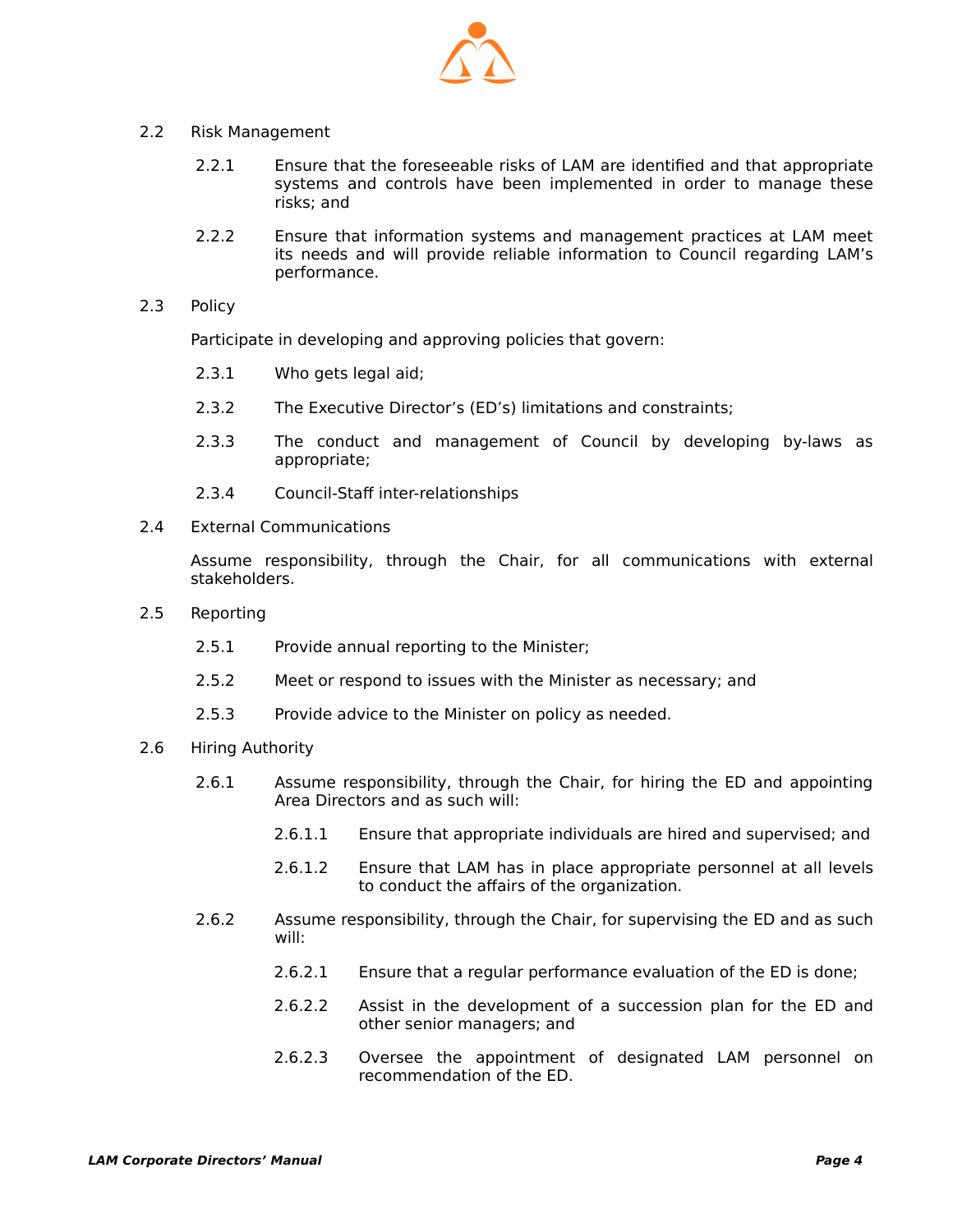2.2 Risk Management

2.2.1 Ensure that the foreseeable risks of LAM are identified and that appropriate systems and controls have been implemented in order to manage these risks; and

2.2.2 Ensure that information systems and management practices at LAM meet its needs and will provide reliable information to Council regarding LAM's performance.

2.3 Policy

Participate in developing and approving policies that govern:

2.3.1 Who gets legal aid;

2.3.2 The Executive Director's (ED's) limitations and constraints;

2.3.3 The conduct and management of Council by developing by-laws as appropriate;

2.3.4 Council-Staff inter-relationships

2.4 External Communications

Assume responsibility, through the Chair, for all communications with external stakeholders.

2.5 Reporting

2.5.1 Provide annual reporting to the Minister;

2.5.2 Meet or respond to issues with the Minister as necessary; and

2.5.3 Provide advice to the Minister on policy as needed.

2.6 Hiring Authority

2.6.1 Assume responsibility, through the Chair, for hiring the ED and appointing Area Directors and as such will:

2.6.1.1 Ensure that appropriate individuals are hired and supervised; and

2.6.1.2 Ensure that LAM has in place appropriate personnel at all levels to conduct the affairs of the organization.

2.6.2 Assume responsibility, through the Chair, for supervising the ED and as such will:

2.6.2.1 Ensure that a regular performance evaluation of the ED is done;

2.6.2.2 Assist in the development of a succession plan for the ED and other senior managers; and

2.6.2.3 Oversee the appointment of designated LAM personnel on recommendation of the ED.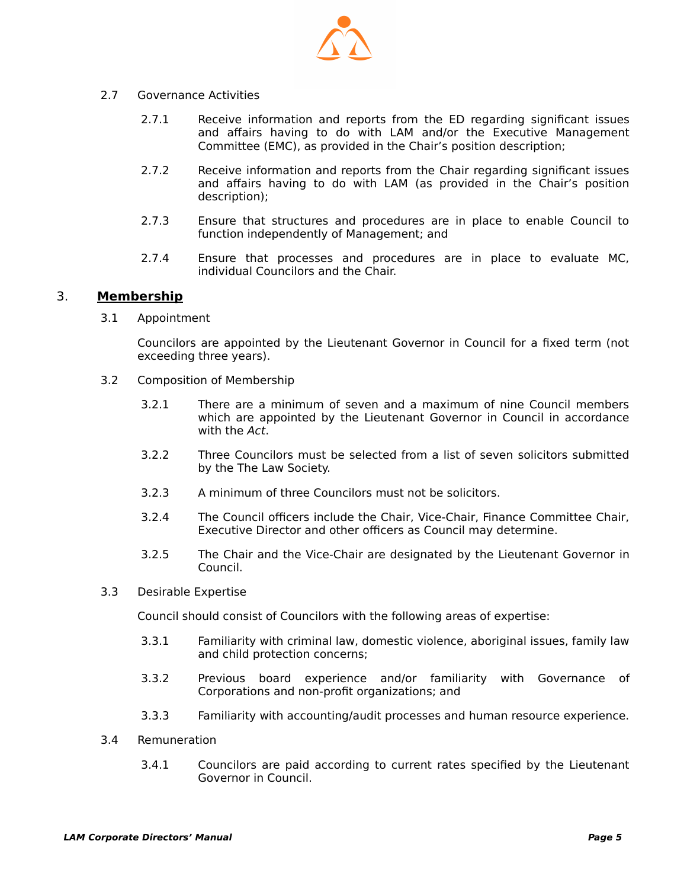2.7 Governance Activities

2.7.1 Receive information and reports from the ED regarding significant issues and affairs having to do with LAM and/or the Executive Management Committee (EMC), as provided in the Chair's position description;

2.7.2 Receive information and reports from the Chair regarding significant issues and affairs having to do with LAM (as provided in the Chair's position description);

2.7.3 Ensure that structures and procedures are in place to enable Council to function independently of Management; and

2.7.4 Ensure that processes and procedures are in place to evaluate MC, individual Councilors and the Chair.

## 3. Membership

3.1 Appointment

Councilors are appointed by the Lieutenant Governor in Council for a fixed term (not exceeding three years).

3.2 Composition of Membership

3.2.1 There are a minimum of seven and a maximum of nine Council members which are appointed by the Lieutenant Governor in Council in accordance with the *Act*.

3.2.2 Three Councilors must be selected from a list of seven solicitors submitted by the The Law Society.

3.2.3 A minimum of three Councilors must not be solicitors.

3.2.4 The Council officers include the Chair, Vice-Chair, Finance Committee Chair, Executive Director and other officers as Council may determine.

3.2.5 The Chair and the Vice-Chair are designated by the Lieutenant Governor in Council.

3.3 Desirable Expertise

Council should consist of Councilors with the following areas of expertise:

3.3.1 Familiarity with criminal law, domestic violence, aboriginal issues, family law and child protection concerns;

3.3.2 Previous board experience and/or familiarity with Governance of Corporations and non-profit organizations; and

3.3.3 Familiarity with accounting/audit processes and human resource experience.

3.4 Remuneration

3.4.1 Councilors are paid according to current rates specified by the Lieutenant Governor in Council.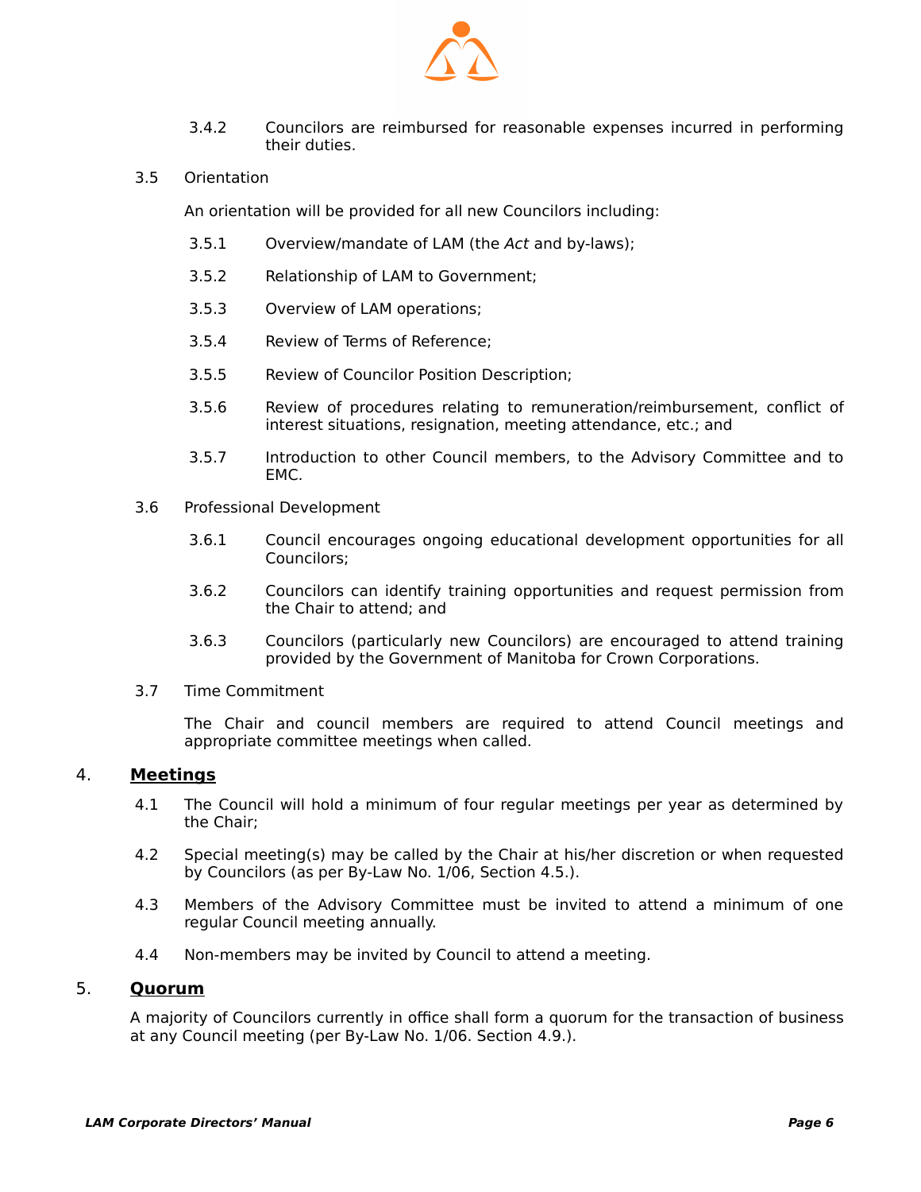3.4.2 Councilors are reimbursed for reasonable expenses incurred in performing their duties.

3.5 Orientation

An orientation will be provided for all new Councilors including:

3.5.1 Overview/mandate of LAM (the *Act* and by-laws);

3.5.2 Relationship of LAM to Government;

3.5.3 Overview of LAM operations;

3.5.4 Review of Terms of Reference;

3.5.5 Review of Councilor Position Description;

3.5.6 Review of procedures relating to remuneration/reimbursement, conflict of interest situations, resignation, meeting attendance, etc.; and

3.5.7 Introduction to other Council members, to the Advisory Committee and to EMC.

3.6 Professional Development

3.6.1 Council encourages ongoing educational development opportunities for all Councilors;

3.6.2 Councilors can identify training opportunities and request permission from the Chair to attend; and

3.6.3 Councilors (particularly new Councilors) are encouraged to attend training provided by the Government of Manitoba for Crown Corporations.

3.7 Time Commitment

The Chair and council members are required to attend Council meetings and appropriate committee meetings when called.

## 4. **Meetings**

4.1 The Council will hold a minimum of four regular meetings per year as determined by the Chair;

4.2 Special meeting(s) may be called by the Chair at his/her discretion or when requested by Councilors (as per By-Law No. 1/06, Section 4.5.).

4.3 Members of the Advisory Committee must be invited to attend a minimum of one regular Council meeting annually.

4.4 Non-members may be invited by Council to attend a meeting.

## 5. **Quorum**

A majority of Councilors currently in office shall form a quorum for the transaction of business at any Council meeting (per By-Law No. 1/06. Section 4.9.).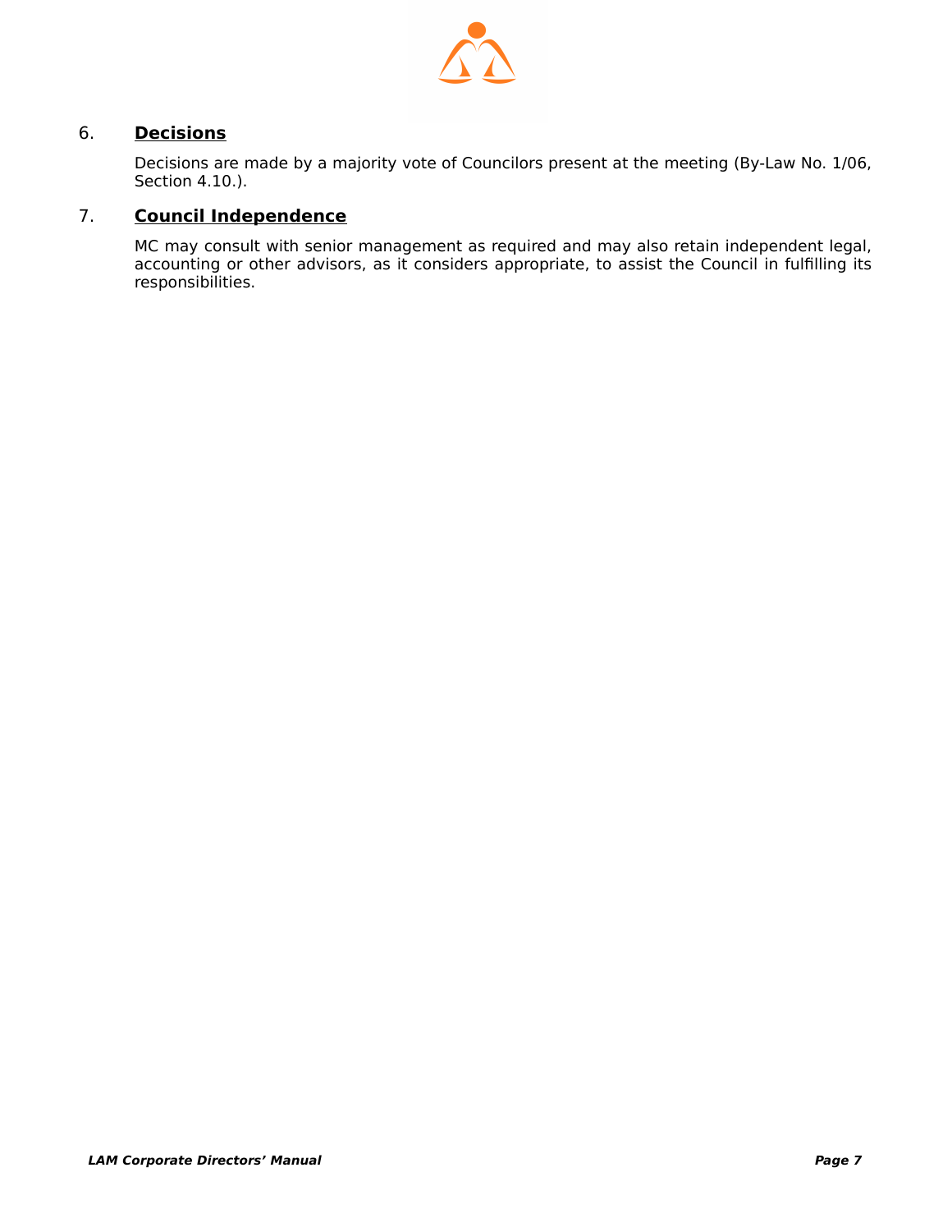## 6. **Decisions**

Decisions are made by a majority vote of Councilors present at the meeting (By-Law No. 1/06, Section 4.10.).

## 7. **Council Independence**

MC may consult with senior management as required and may also retain independent legal, accounting or other advisors, as it considers appropriate, to assist the Council in fulfilling its responsibilities.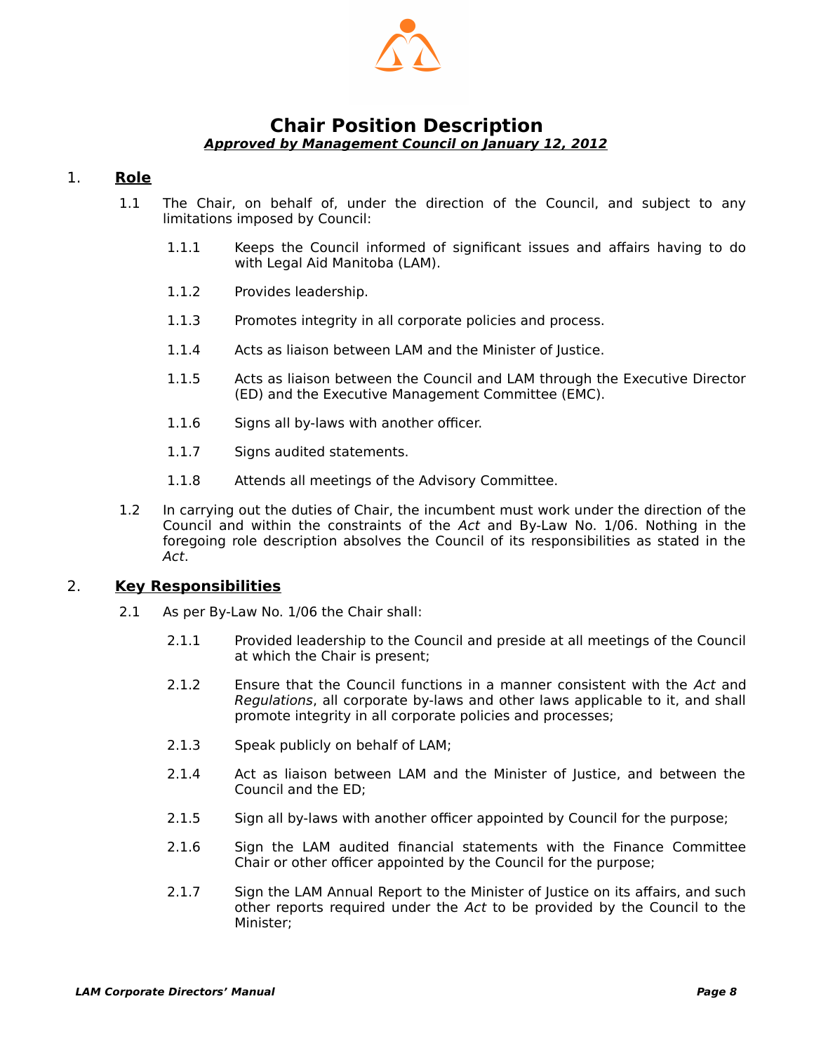# Chair Position Description

***Approved by Management Council on January 12, 2012***

## 1. Role

1.1 The Chair, on behalf of, under the direction of the Council, and subject to any limitations imposed by Council:

1.1.1 Keeps the Council informed of significant issues and affairs having to do with Legal Aid Manitoba (LAM).

1.1.2 Provides leadership.

1.1.3 Promotes integrity in all corporate policies and process.

1.1.4 Acts as liaison between LAM and the Minister of Justice.

1.1.5 Acts as liaison between the Council and LAM through the Executive Director (ED) and the Executive Management Committee (EMC).

1.1.6 Signs all by-laws with another officer.

1.1.7 Signs audited statements.

1.1.8 Attends all meetings of the Advisory Committee.

1.2 In carrying out the duties of Chair, the incumbent must work under the direction of the Council and within the constraints of the *Act* and By-Law No. 1/06. Nothing in the foregoing role description absolves the Council of its responsibilities as stated in the *Act*.

## 2. Key Responsibilities

2.1 As per By-Law No. 1/06 the Chair shall:

2.1.1 Provided leadership to the Council and preside at all meetings of the Council at which the Chair is present;

2.1.2 Ensure that the Council functions in a manner consistent with the *Act* and *Regulations*, all corporate by-laws and other laws applicable to it, and shall promote integrity in all corporate policies and processes;

2.1.3 Speak publicly on behalf of LAM;

2.1.4 Act as liaison between LAM and the Minister of Justice, and between the Council and the ED;

2.1.5 Sign all by-laws with another officer appointed by Council for the purpose;

2.1.6 Sign the LAM audited financial statements with the Finance Committee Chair or other officer appointed by the Council for the purpose;

2.1.7 Sign the LAM Annual Report to the Minister of Justice on its affairs, and such other reports required under the *Act* to be provided by the Council to the Minister;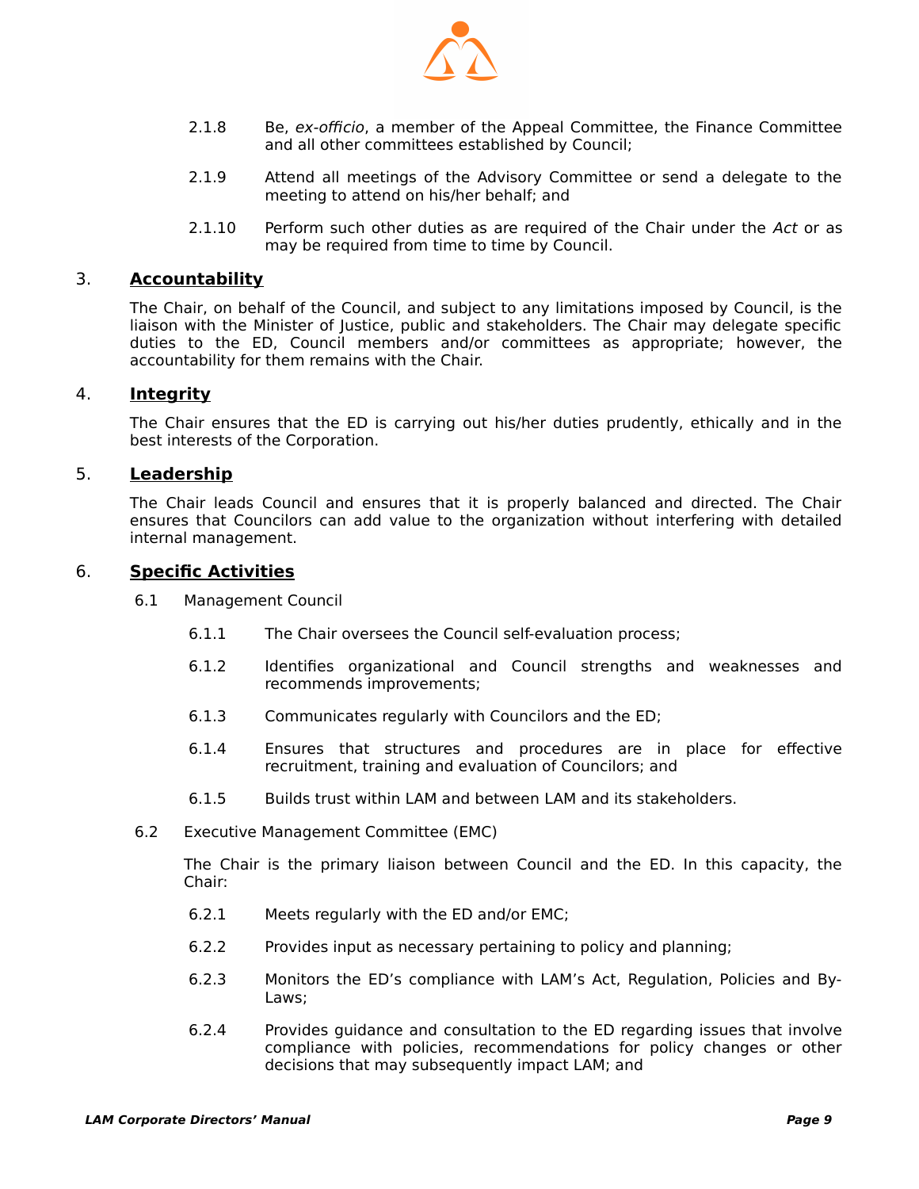2.1.8 Be, *ex-officio*, a member of the Appeal Committee, the Finance Committee and all other committees established by Council;

2.1.9 Attend all meetings of the Advisory Committee or send a delegate to the meeting to attend on his/her behalf; and

2.1.10 Perform such other duties as are required of the Chair under the *Act* or as may be required from time to time by Council.

## 3. Accountability

The Chair, on behalf of the Council, and subject to any limitations imposed by Council, is the liaison with the Minister of Justice, public and stakeholders. The Chair may delegate specific duties to the ED, Council members and/or committees as appropriate; however, the accountability for them remains with the Chair.

## 4. Integrity

The Chair ensures that the ED is carrying out his/her duties prudently, ethically and in the best interests of the Corporation.

## 5. Leadership

The Chair leads Council and ensures that it is properly balanced and directed. The Chair ensures that Councilors can add value to the organization without interfering with detailed internal management.

## 6. Specific Activities

6.1 Management Council

6.1.1 The Chair oversees the Council self-evaluation process;

6.1.2 Identifies organizational and Council strengths and weaknesses and recommends improvements;

6.1.3 Communicates regularly with Councilors and the ED;

6.1.4 Ensures that structures and procedures are in place for effective recruitment, training and evaluation of Councilors; and

6.1.5 Builds trust within LAM and between LAM and its stakeholders.

6.2 Executive Management Committee (EMC)

The Chair is the primary liaison between Council and the ED. In this capacity, the Chair:

6.2.1 Meets regularly with the ED and/or EMC;

6.2.2 Provides input as necessary pertaining to policy and planning;

6.2.3 Monitors the ED's compliance with LAM's Act, Regulation, Policies and By-Laws;

6.2.4 Provides guidance and consultation to the ED regarding issues that involve compliance with policies, recommendations for policy changes or other decisions that may subsequently impact LAM; and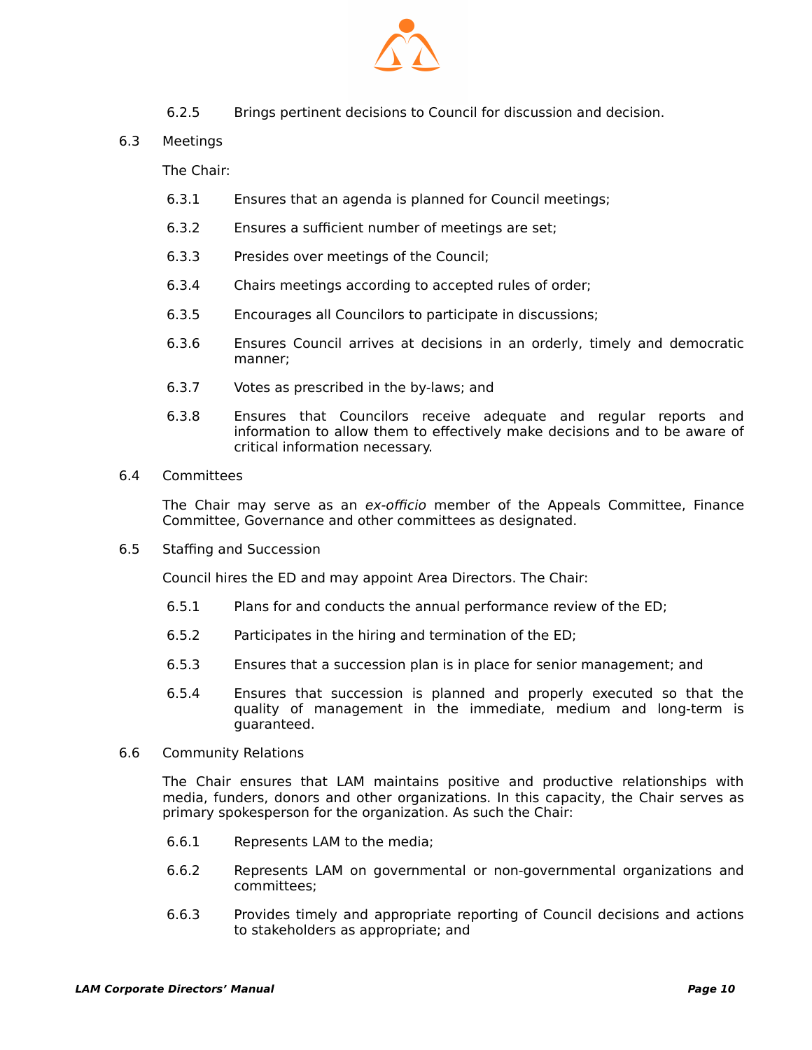6.2.5 Brings pertinent decisions to Council for discussion and decision.

6.3 Meetings

The Chair:

6.3.1 Ensures that an agenda is planned for Council meetings;

6.3.2 Ensures a sufficient number of meetings are set;

6.3.3 Presides over meetings of the Council;

6.3.4 Chairs meetings according to accepted rules of order;

6.3.5 Encourages all Councilors to participate in discussions;

6.3.6 Ensures Council arrives at decisions in an orderly, timely and democratic manner;

6.3.7 Votes as prescribed in the by-laws; and

6.3.8 Ensures that Councilors receive adequate and regular reports and information to allow them to effectively make decisions and to be aware of critical information necessary.

6.4 Committees

The Chair may serve as an *ex-officio* member of the Appeals Committee, Finance Committee, Governance and other committees as designated.

6.5 Staffing and Succession

Council hires the ED and may appoint Area Directors. The Chair:

6.5.1 Plans for and conducts the annual performance review of the ED;

6.5.2 Participates in the hiring and termination of the ED;

6.5.3 Ensures that a succession plan is in place for senior management; and

6.5.4 Ensures that succession is planned and properly executed so that the quality of management in the immediate, medium and long-term is guaranteed.

6.6 Community Relations

The Chair ensures that LAM maintains positive and productive relationships with media, funders, donors and other organizations. In this capacity, the Chair serves as primary spokesperson for the organization. As such the Chair:

6.6.1 Represents LAM to the media;

6.6.2 Represents LAM on governmental or non-governmental organizations and committees;

6.6.3 Provides timely and appropriate reporting of Council decisions and actions to stakeholders as appropriate; and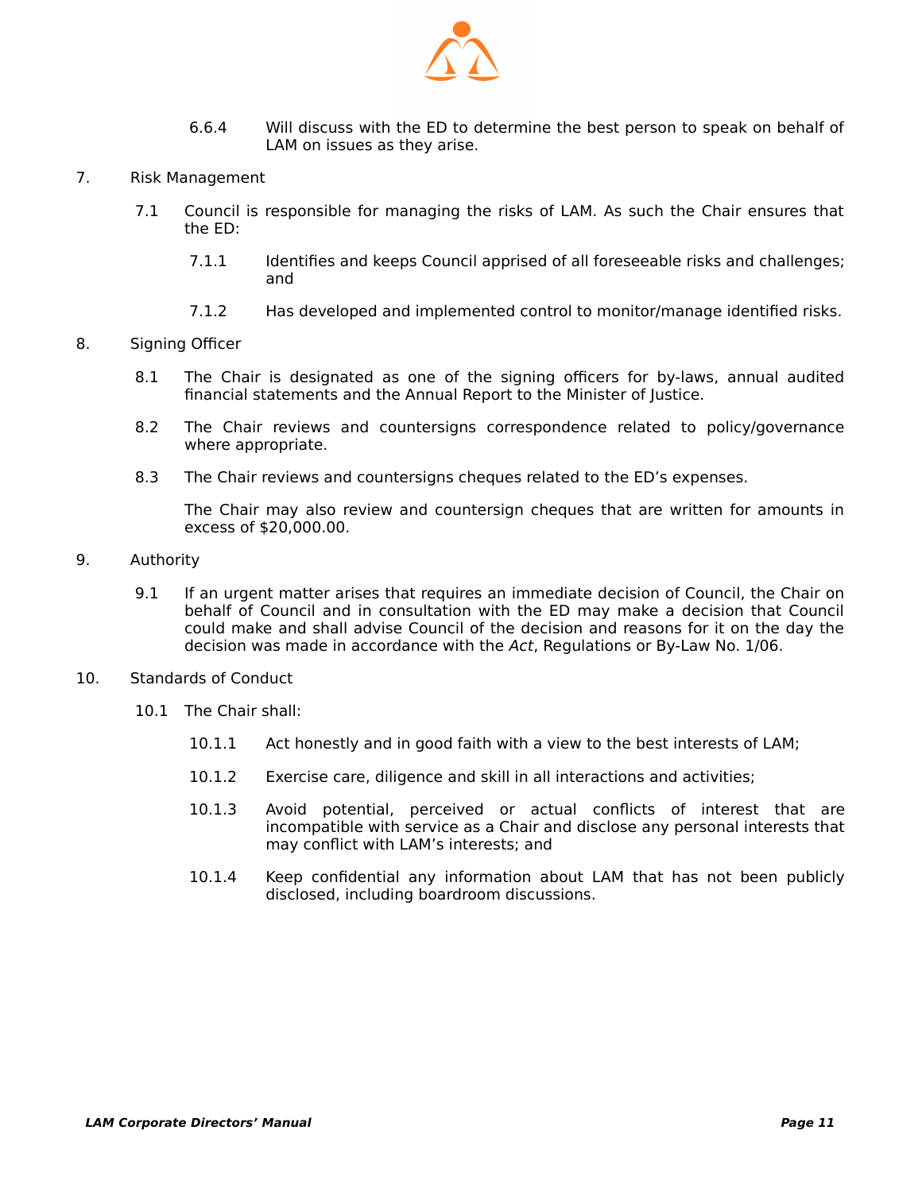6.6.4 Will discuss with the ED to determine the best person to speak on behalf of LAM on issues as they arise.

7. Risk Management

7.1 Council is responsible for managing the risks of LAM. As such the Chair ensures that the ED:

7.1.1 Identifies and keeps Council apprised of all foreseeable risks and challenges; and

7.1.2 Has developed and implemented control to monitor/manage identified risks.

8. Signing Officer

8.1 The Chair is designated as one of the signing officers for by-laws, annual audited financial statements and the Annual Report to the Minister of Justice.

8.2 The Chair reviews and countersigns correspondence related to policy/governance where appropriate.

8.3 The Chair reviews and countersigns cheques related to the ED's expenses.

The Chair may also review and countersign cheques that are written for amounts in excess of $20,000.00.

9. Authority

9.1 If an urgent matter arises that requires an immediate decision of Council, the Chair on behalf of Council and in consultation with the ED may make a decision that Council could make and shall advise Council of the decision and reasons for it on the day the decision was made in accordance with the *Act*, Regulations or By-Law No. 1/06.

10. Standards of Conduct

10.1 The Chair shall:

10.1.1 Act honestly and in good faith with a view to the best interests of LAM;

10.1.2 Exercise care, diligence and skill in all interactions and activities;

10.1.3 Avoid potential, perceived or actual conflicts of interest that are incompatible with service as a Chair and disclose any personal interests that may conflict with LAM's interests; and

10.1.4 Keep confidential any information about LAM that has not been publicly disclosed, including boardroom discussions.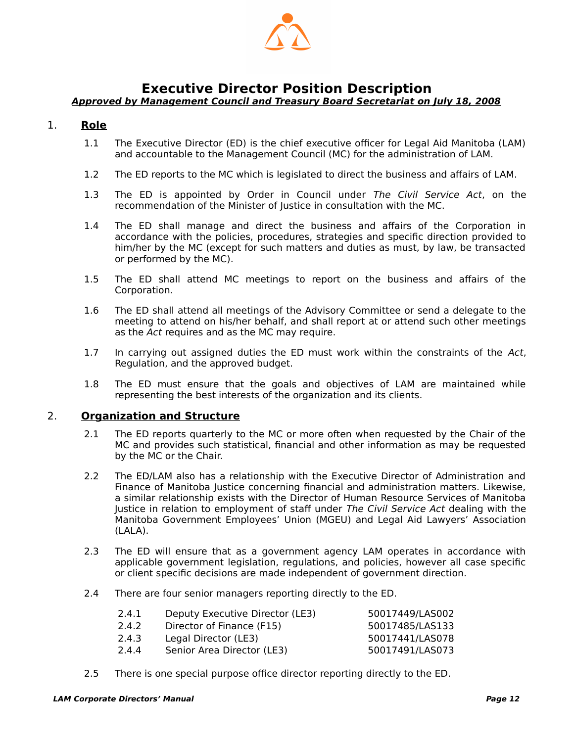# Executive Director Position Description

***Approved by Management Council and Treasury Board Secretariat on July 18, 2008***

## 1. Role

1.1 The Executive Director (ED) is the chief executive officer for Legal Aid Manitoba (LAM) and accountable to the Management Council (MC) for the administration of LAM.

1.2 The ED reports to the MC which is legislated to direct the business and affairs of LAM.

1.3 The ED is appointed by Order in Council under *The Civil Service Act*, on the recommendation of the Minister of Justice in consultation with the MC.

1.4 The ED shall manage and direct the business and affairs of the Corporation in accordance with the policies, procedures, strategies and specific direction provided to him/her by the MC (except for such matters and duties as must, by law, be transacted or performed by the MC).

1.5 The ED shall attend MC meetings to report on the business and affairs of the Corporation.

1.6 The ED shall attend all meetings of the Advisory Committee or send a delegate to the meeting to attend on his/her behalf, and shall report at or attend such other meetings as the *Act* requires and as the MC may require.

1.7 In carrying out assigned duties the ED must work within the constraints of the *Act*, Regulation, and the approved budget.

1.8 The ED must ensure that the goals and objectives of LAM are maintained while representing the best interests of the organization and its clients.

## 2. Organization and Structure

2.1 The ED reports quarterly to the MC or more often when requested by the Chair of the MC and provides such statistical, financial and other information as may be requested by the MC or the Chair.

2.2 The ED/LAM also has a relationship with the Executive Director of Administration and Finance of Manitoba Justice concerning financial and administration matters. Likewise, a similar relationship exists with the Director of Human Resource Services of Manitoba Justice in relation to employment of staff under *The Civil Service Act* dealing with the Manitoba Government Employees' Union (MGEU) and Legal Aid Lawyers' Association (LALA).

2.3 The ED will ensure that as a government agency LAM operates in accordance with applicable government legislation, regulations, and policies, however all case specific or client specific decisions are made independent of government direction.

2.4 There are four senior managers reporting directly to the ED.

| | | |
|---|---|---|
| 2.4.1 | Deputy Executive Director (LE3) | 50017449/LAS002 |
| 2.4.2 | Director of Finance (F15) | 50017485/LAS133 |
| 2.4.3 | Legal Director (LE3) | 50017441/LAS078 |
| 2.4.4 | Senior Area Director (LE3) | 50017491/LAS073 |

2.5 There is one special purpose office director reporting directly to the ED.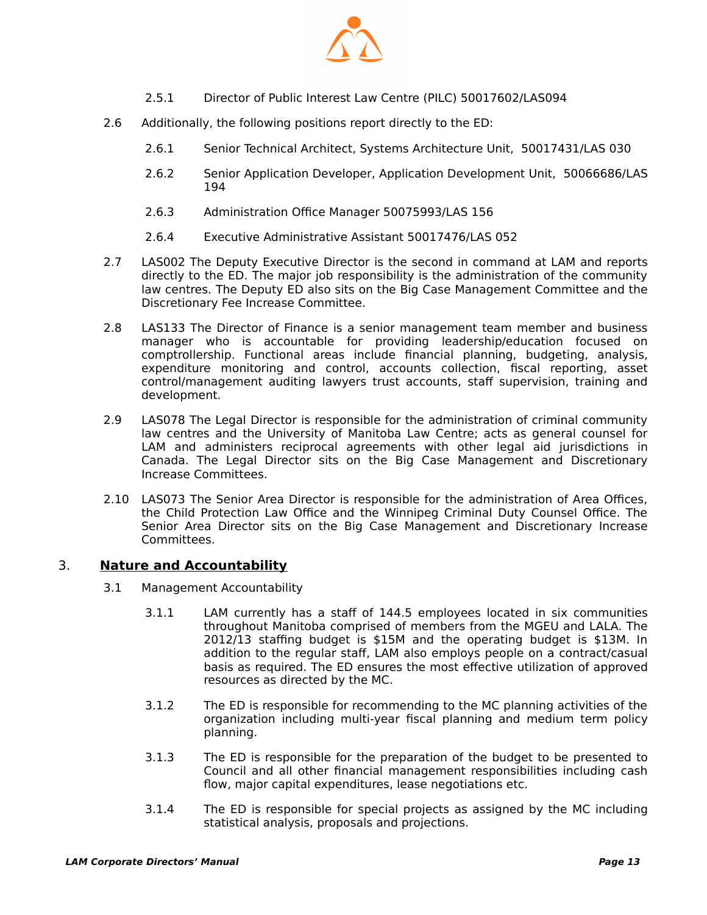2.5.1 Director of Public Interest Law Centre (PILC) 50017602/LAS094

2.6 Additionally, the following positions report directly to the ED:

2.6.1 Senior Technical Architect, Systems Architecture Unit, 50017431/LAS 030

2.6.2 Senior Application Developer, Application Development Unit, 50066686/LAS 194

2.6.3 Administration Office Manager 50075993/LAS 156

2.6.4 Executive Administrative Assistant 50017476/LAS 052

2.7 LAS002 The Deputy Executive Director is the second in command at LAM and reports directly to the ED. The major job responsibility is the administration of the community law centres. The Deputy ED also sits on the Big Case Management Committee and the Discretionary Fee Increase Committee.

2.8 LAS133 The Director of Finance is a senior management team member and business manager who is accountable for providing leadership/education focused on comptrollership. Functional areas include financial planning, budgeting, analysis, expenditure monitoring and control, accounts collection, fiscal reporting, asset control/management auditing lawyers trust accounts, staff supervision, training and development.

2.9 LAS078 The Legal Director is responsible for the administration of criminal community law centres and the University of Manitoba Law Centre; acts as general counsel for LAM and administers reciprocal agreements with other legal aid jurisdictions in Canada. The Legal Director sits on the Big Case Management and Discretionary Increase Committees.

2.10 LAS073 The Senior Area Director is responsible for the administration of Area Offices, the Child Protection Law Office and the Winnipeg Criminal Duty Counsel Office. The Senior Area Director sits on the Big Case Management and Discretionary Increase Committees.

## 3. Nature and Accountability

3.1 Management Accountability

3.1.1 LAM currently has a staff of 144.5 employees located in six communities throughout Manitoba comprised of members from the MGEU and LALA. The 2012/13 staffing budget is $15M and the operating budget is $13M. In addition to the regular staff, LAM also employs people on a contract/casual basis as required. The ED ensures the most effective utilization of approved resources as directed by the MC.

3.1.2 The ED is responsible for recommending to the MC planning activities of the organization including multi-year fiscal planning and medium term policy planning.

3.1.3 The ED is responsible for the preparation of the budget to be presented to Council and all other financial management responsibilities including cash flow, major capital expenditures, lease negotiations etc.

3.1.4 The ED is responsible for special projects as assigned by the MC including statistical analysis, proposals and projections.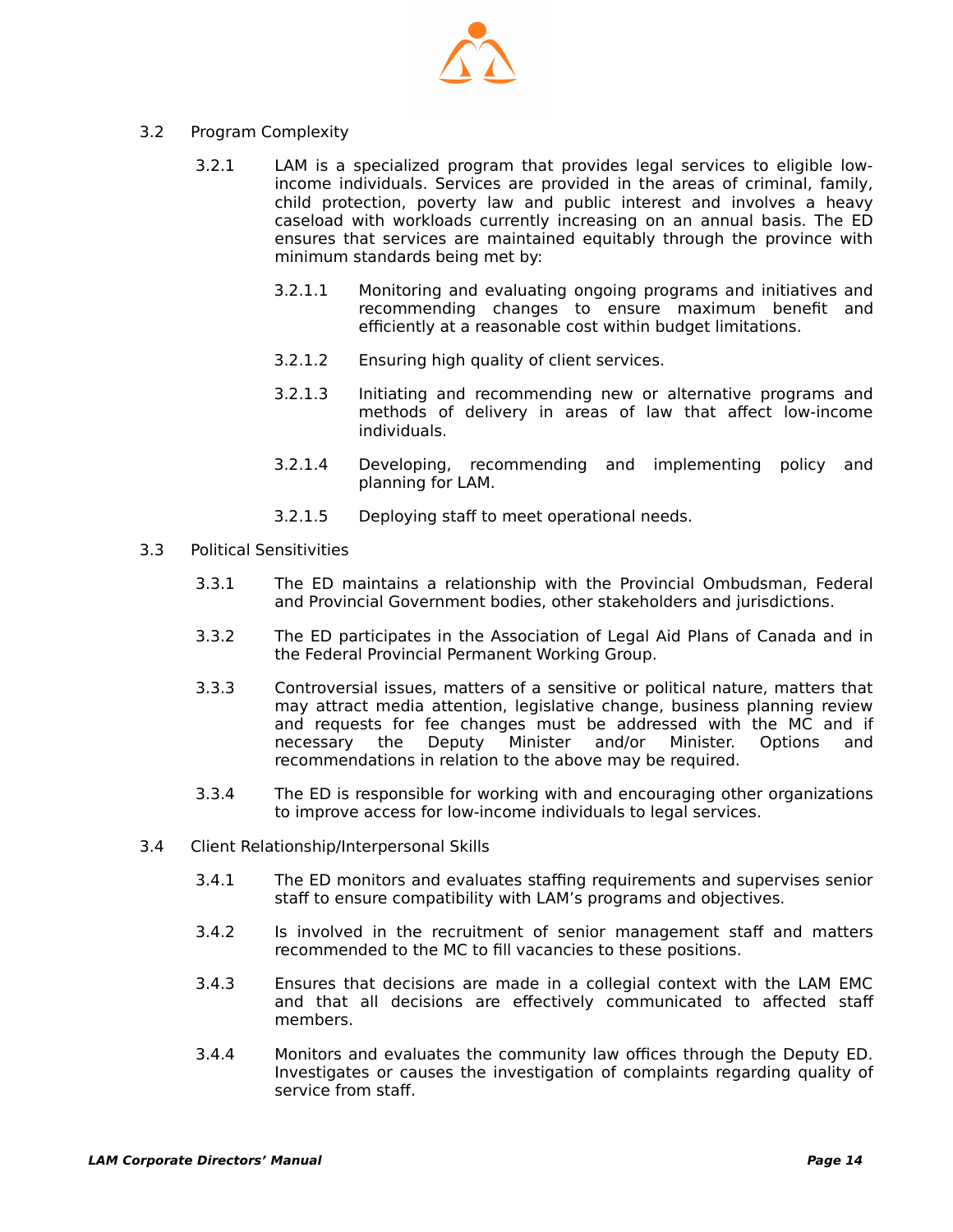## 3.2 Program Complexity

3.2.1 LAM is a specialized program that provides legal services to eligible low-income individuals. Services are provided in the areas of criminal, family, child protection, poverty law and public interest and involves a heavy caseload with workloads currently increasing on an annual basis. The ED ensures that services are maintained equitably through the province with minimum standards being met by:

3.2.1.1 Monitoring and evaluating ongoing programs and initiatives and recommending changes to ensure maximum benefit and efficiently at a reasonable cost within budget limitations.

3.2.1.2 Ensuring high quality of client services.

3.2.1.3 Initiating and recommending new or alternative programs and methods of delivery in areas of law that affect low-income individuals.

3.2.1.4 Developing, recommending and implementing policy and planning for LAM.

3.2.1.5 Deploying staff to meet operational needs.

## 3.3 Political Sensitivities

3.3.1 The ED maintains a relationship with the Provincial Ombudsman, Federal and Provincial Government bodies, other stakeholders and jurisdictions.

3.3.2 The ED participates in the Association of Legal Aid Plans of Canada and in the Federal Provincial Permanent Working Group.

3.3.3 Controversial issues, matters of a sensitive or political nature, matters that may attract media attention, legislative change, business planning review and requests for fee changes must be addressed with the MC and if necessary the Deputy Minister and/or Minister. Options and recommendations in relation to the above may be required.

3.3.4 The ED is responsible for working with and encouraging other organizations to improve access for low-income individuals to legal services.

## 3.4 Client Relationship/Interpersonal Skills

3.4.1 The ED monitors and evaluates staffing requirements and supervises senior staff to ensure compatibility with LAM's programs and objectives.

3.4.2 Is involved in the recruitment of senior management staff and matters recommended to the MC to fill vacancies to these positions.

3.4.3 Ensures that decisions are made in a collegial context with the LAM EMC and that all decisions are effectively communicated to affected staff members.

3.4.4 Monitors and evaluates the community law offices through the Deputy ED. Investigates or causes the investigation of complaints regarding quality of service from staff.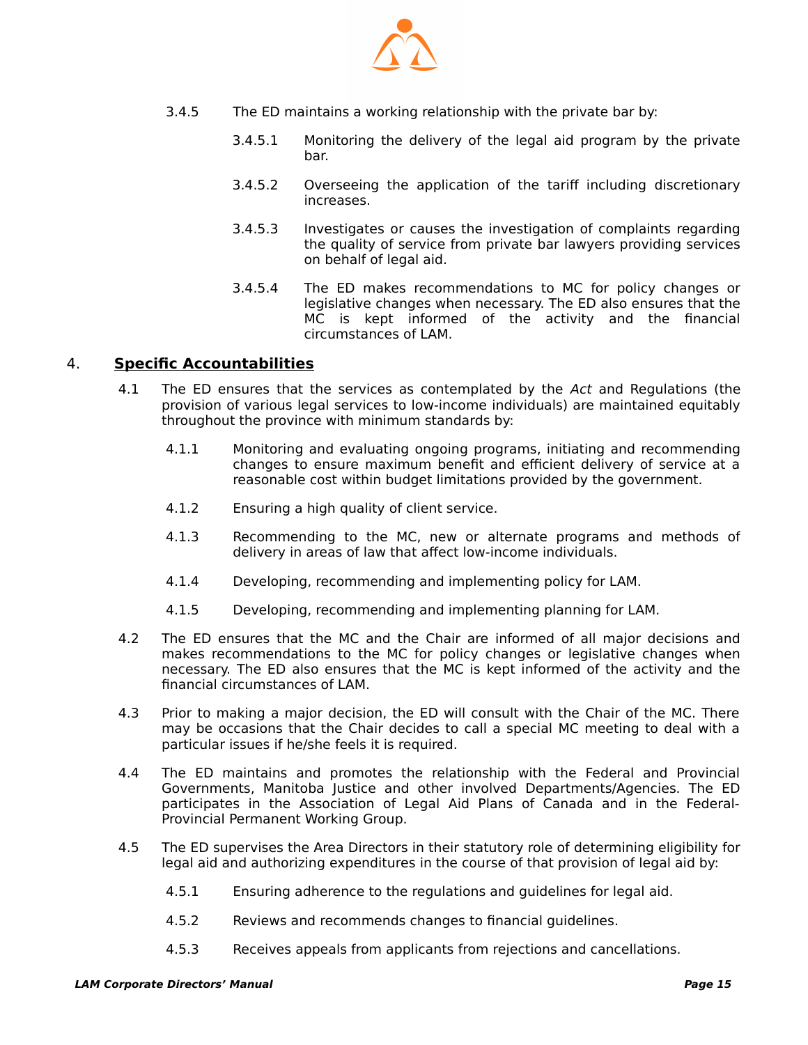3.4.5 The ED maintains a working relationship with the private bar by:

3.4.5.1 Monitoring the delivery of the legal aid program by the private bar.

3.4.5.2 Overseeing the application of the tariff including discretionary increases.

3.4.5.3 Investigates or causes the investigation of complaints regarding the quality of service from private bar lawyers providing services on behalf of legal aid.

3.4.5.4 The ED makes recommendations to MC for policy changes or legislative changes when necessary. The ED also ensures that the MC is kept informed of the activity and the financial circumstances of LAM.

## 4. Specific Accountabilities

4.1 The ED ensures that the services as contemplated by the *Act* and Regulations (the provision of various legal services to low-income individuals) are maintained equitably throughout the province with minimum standards by:

4.1.1 Monitoring and evaluating ongoing programs, initiating and recommending changes to ensure maximum benefit and efficient delivery of service at a reasonable cost within budget limitations provided by the government.

4.1.2 Ensuring a high quality of client service.

4.1.3 Recommending to the MC, new or alternate programs and methods of delivery in areas of law that affect low-income individuals.

4.1.4 Developing, recommending and implementing policy for LAM.

4.1.5 Developing, recommending and implementing planning for LAM.

4.2 The ED ensures that the MC and the Chair are informed of all major decisions and makes recommendations to the MC for policy changes or legislative changes when necessary. The ED also ensures that the MC is kept informed of the activity and the financial circumstances of LAM.

4.3 Prior to making a major decision, the ED will consult with the Chair of the MC. There may be occasions that the Chair decides to call a special MC meeting to deal with a particular issues if he/she feels it is required.

4.4 The ED maintains and promotes the relationship with the Federal and Provincial Governments, Manitoba Justice and other involved Departments/Agencies. The ED participates in the Association of Legal Aid Plans of Canada and in the Federal-Provincial Permanent Working Group.

4.5 The ED supervises the Area Directors in their statutory role of determining eligibility for legal aid and authorizing expenditures in the course of that provision of legal aid by:

4.5.1 Ensuring adherence to the regulations and guidelines for legal aid.

4.5.2 Reviews and recommends changes to financial guidelines.

4.5.3 Receives appeals from applicants from rejections and cancellations.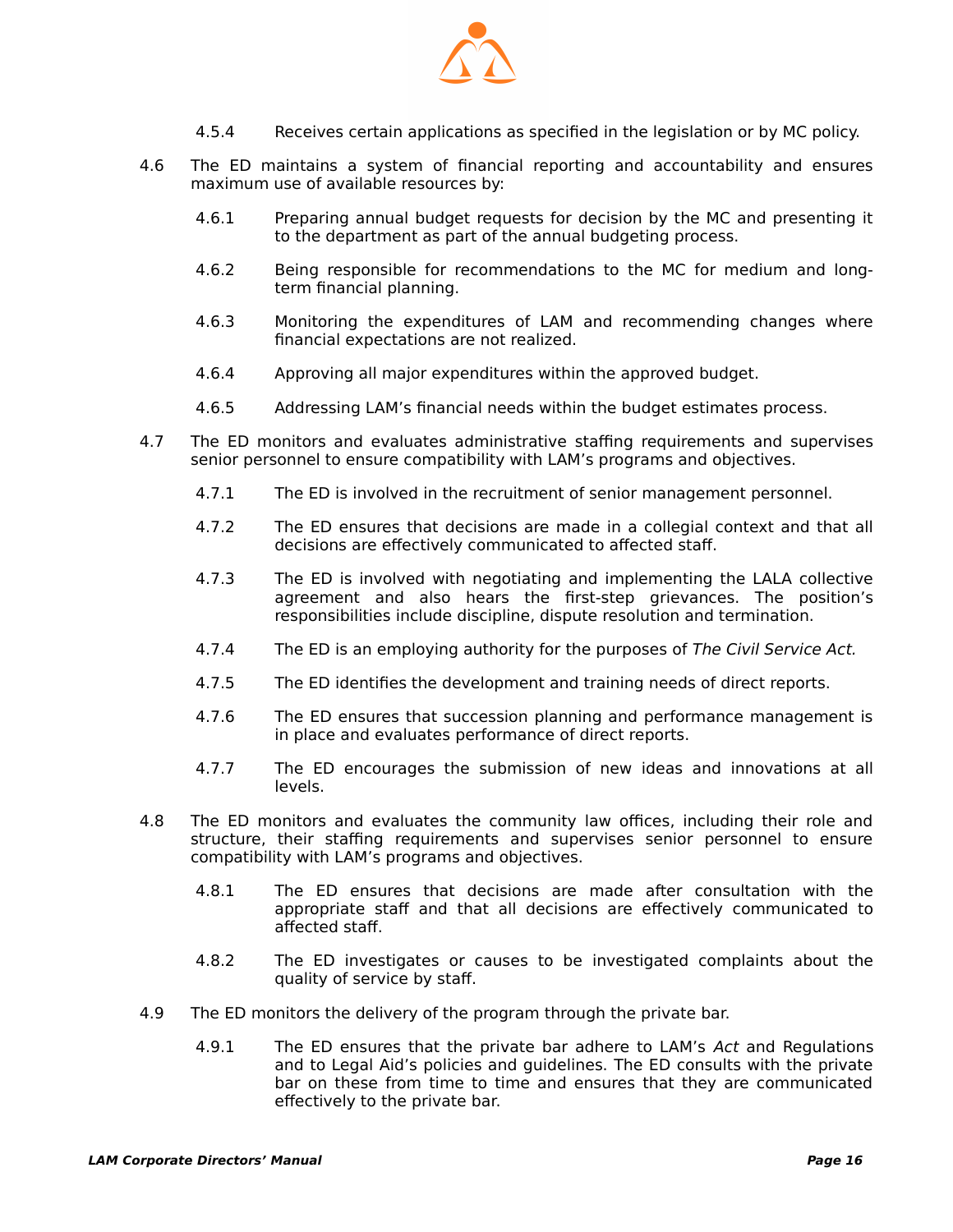4.5.4 Receives certain applications as specified in the legislation or by MC policy.

4.6 The ED maintains a system of financial reporting and accountability and ensures maximum use of available resources by:

4.6.1 Preparing annual budget requests for decision by the MC and presenting it to the department as part of the annual budgeting process.

4.6.2 Being responsible for recommendations to the MC for medium and long-term financial planning.

4.6.3 Monitoring the expenditures of LAM and recommending changes where financial expectations are not realized.

4.6.4 Approving all major expenditures within the approved budget.

4.6.5 Addressing LAM's financial needs within the budget estimates process.

4.7 The ED monitors and evaluates administrative staffing requirements and supervises senior personnel to ensure compatibility with LAM's programs and objectives.

4.7.1 The ED is involved in the recruitment of senior management personnel.

4.7.2 The ED ensures that decisions are made in a collegial context and that all decisions are effectively communicated to affected staff.

4.7.3 The ED is involved with negotiating and implementing the LALA collective agreement and also hears the first-step grievances. The position's responsibilities include discipline, dispute resolution and termination.

4.7.4 The ED is an employing authority for the purposes of *The Civil Service Act.*

4.7.5 The ED identifies the development and training needs of direct reports.

4.7.6 The ED ensures that succession planning and performance management is in place and evaluates performance of direct reports.

4.7.7 The ED encourages the submission of new ideas and innovations at all levels.

4.8 The ED monitors and evaluates the community law offices, including their role and structure, their staffing requirements and supervises senior personnel to ensure compatibility with LAM's programs and objectives.

4.8.1 The ED ensures that decisions are made after consultation with the appropriate staff and that all decisions are effectively communicated to affected staff.

4.8.2 The ED investigates or causes to be investigated complaints about the quality of service by staff.

4.9 The ED monitors the delivery of the program through the private bar.

4.9.1 The ED ensures that the private bar adhere to LAM's *Act* and Regulations and to Legal Aid's policies and guidelines. The ED consults with the private bar on these from time to time and ensures that they are communicated effectively to the private bar.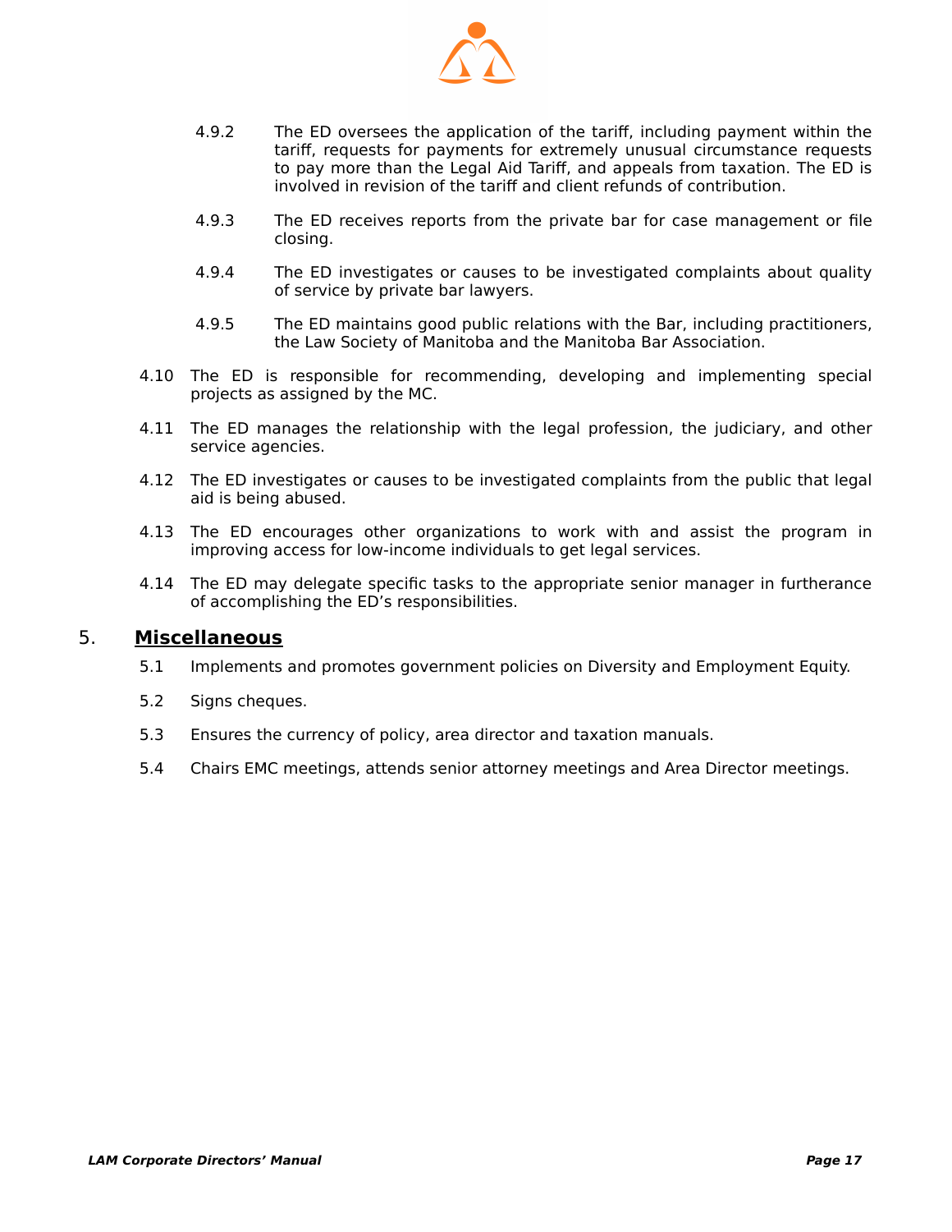4.9.2 The ED oversees the application of the tariff, including payment within the tariff, requests for payments for extremely unusual circumstance requests to pay more than the Legal Aid Tariff, and appeals from taxation. The ED is involved in revision of the tariff and client refunds of contribution.

4.9.3 The ED receives reports from the private bar for case management or file closing.

4.9.4 The ED investigates or causes to be investigated complaints about quality of service by private bar lawyers.

4.9.5 The ED maintains good public relations with the Bar, including practitioners, the Law Society of Manitoba and the Manitoba Bar Association.

4.10 The ED is responsible for recommending, developing and implementing special projects as assigned by the MC.

4.11 The ED manages the relationship with the legal profession, the judiciary, and other service agencies.

4.12 The ED investigates or causes to be investigated complaints from the public that legal aid is being abused.

4.13 The ED encourages other organizations to work with and assist the program in improving access for low-income individuals to get legal services.

4.14 The ED may delegate specific tasks to the appropriate senior manager in furtherance of accomplishing the ED's responsibilities.

## 5. Miscellaneous

5.1 Implements and promotes government policies on Diversity and Employment Equity.

5.2 Signs cheques.

5.3 Ensures the currency of policy, area director and taxation manuals.

5.4 Chairs EMC meetings, attends senior attorney meetings and Area Director meetings.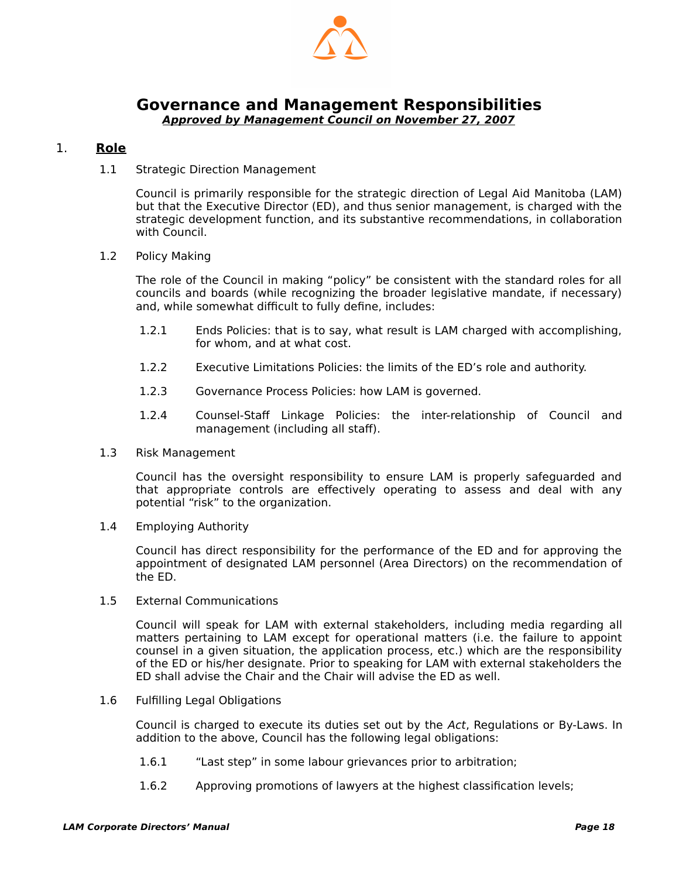# Governance and Management Responsibilities

***Approved by Management Council on November 27, 2007***

## 1. Role

### 1.1 Strategic Direction Management

Council is primarily responsible for the strategic direction of Legal Aid Manitoba (LAM) but that the Executive Director (ED), and thus senior management, is charged with the strategic development function, and its substantive recommendations, in collaboration with Council.

### 1.2 Policy Making

The role of the Council in making "policy" be consistent with the standard roles for all councils and boards (while recognizing the broader legislative mandate, if necessary) and, while somewhat difficult to fully define, includes:

1.2.1 Ends Policies: that is to say, what result is LAM charged with accomplishing, for whom, and at what cost.

1.2.2 Executive Limitations Policies: the limits of the ED's role and authority.

1.2.3 Governance Process Policies: how LAM is governed.

1.2.4 Counsel-Staff Linkage Policies: the inter-relationship of Council and management (including all staff).

### 1.3 Risk Management

Council has the oversight responsibility to ensure LAM is properly safeguarded and that appropriate controls are effectively operating to assess and deal with any potential "risk" to the organization.

### 1.4 Employing Authority

Council has direct responsibility for the performance of the ED and for approving the appointment of designated LAM personnel (Area Directors) on the recommendation of the ED.

### 1.5 External Communications

Council will speak for LAM with external stakeholders, including media regarding all matters pertaining to LAM except for operational matters (i.e. the failure to appoint counsel in a given situation, the application process, etc.) which are the responsibility of the ED or his/her designate. Prior to speaking for LAM with external stakeholders the ED shall advise the Chair and the Chair will advise the ED as well.

### 1.6 Fulfilling Legal Obligations

Council is charged to execute its duties set out by the *Act*, Regulations or By-Laws. In addition to the above, Council has the following legal obligations:

1.6.1 "Last step" in some labour grievances prior to arbitration;

1.6.2 Approving promotions of lawyers at the highest classification levels;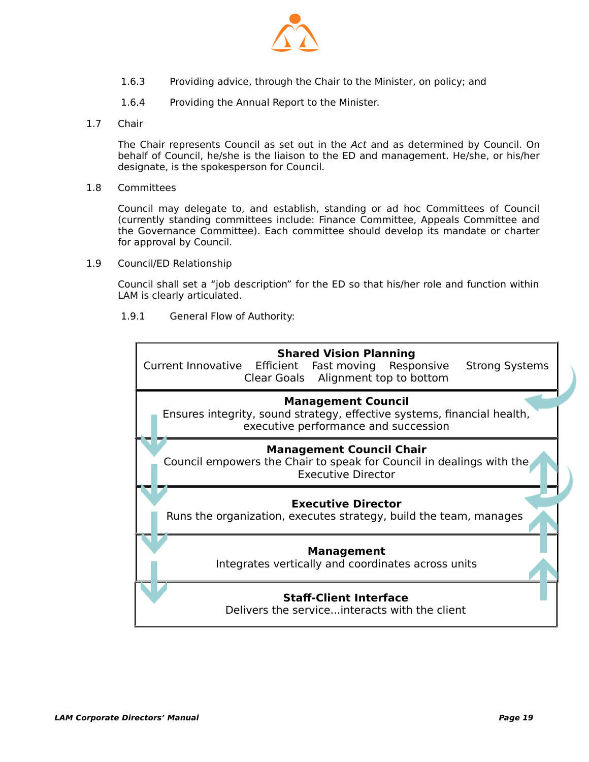1.6.3 Providing advice, through the Chair to the Minister, on policy; and

1.6.4 Providing the Annual Report to the Minister.

1.7 Chair

The Chair represents Council as set out in the *Act* and as determined by Council. On behalf of Council, he/she is the liaison to the ED and management. He/she, or his/her designate, is the spokesperson for Council.

1.8 Committees

Council may delegate to, and establish, standing or ad hoc Committees of Council (currently standing committees include: Finance Committee, Appeals Committee and the Governance Committee). Each committee should develop its mandate or charter for approval by Council.

1.9 Council/ED Relationship

Council shall set a “job description” for the ED so that his/her role and function within LAM is clearly articulated.

1.9.1 General Flow of Authority:

| |
|---|
| **Shared Vision Planning**<br>Current Innovative Efficient Fast moving Responsive Strong Systems<br>Clear Goals Alignment top to bottom |
| **Management Council**<br>Ensures integrity, sound strategy, effective systems, financial health, executive performance and succession |
| **Management Council Chair**<br>Council empowers the Chair to speak for Council in dealings with the Executive Director |
| **Executive Director**<br>Runs the organization, executes strategy, build the team, manages |
| **Management**<br>Integrates vertically and coordinates across units |
| **Staff-Client Interface**<br>Delivers the service...interacts with the client |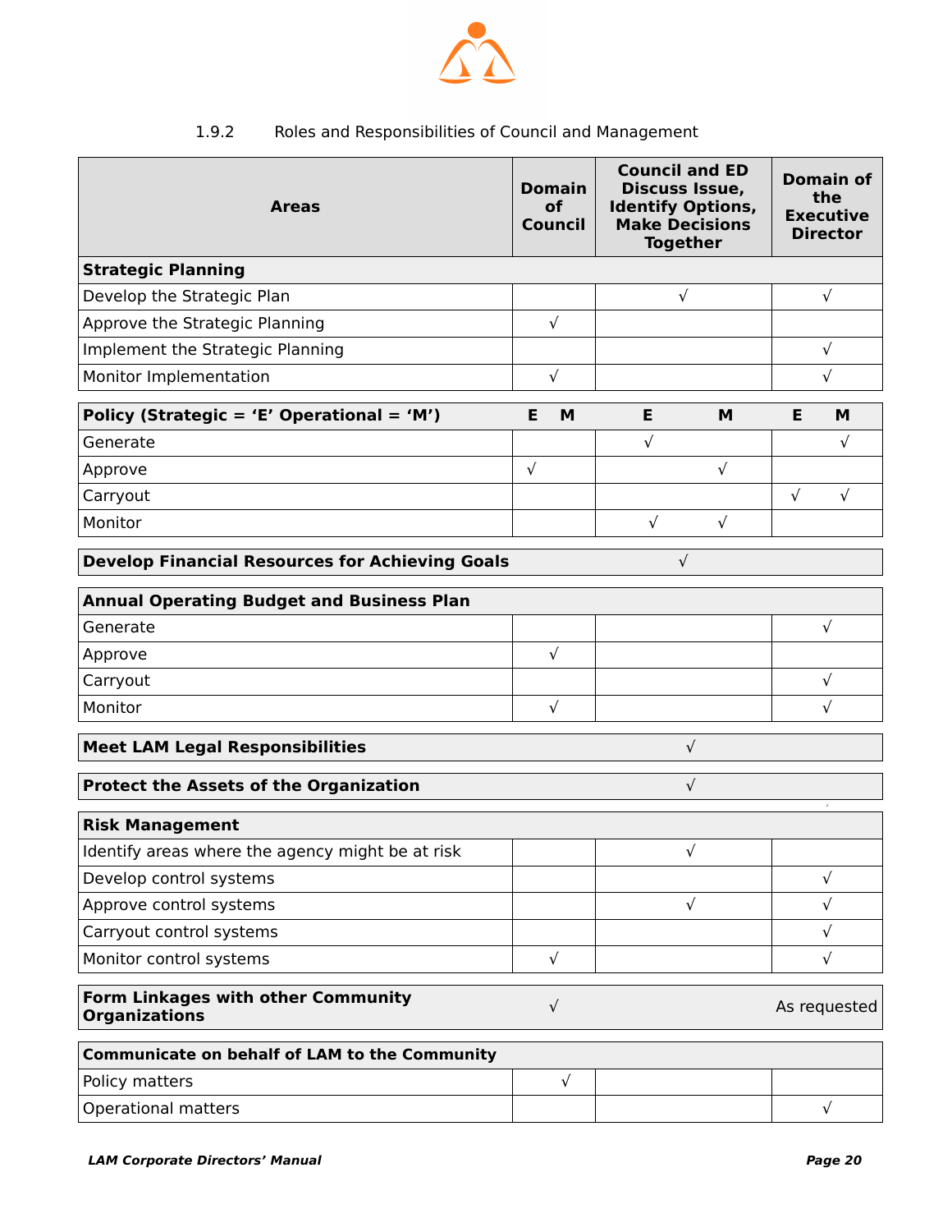1.9.2 Roles and Responsibilities of Council and Management

| Areas | Domain of Council | Council and ED Discuss Issue, Identify Options, Make Decisions Together | Domain of the Executive Director |
|---|---|---|---|
| **Strategic Planning** | | | |
| Develop the Strategic Plan | | √ | √ |
| Approve the Strategic Planning | √ | | |
| Implement the Strategic Planning | | | √ |
| Monitor Implementation | √ | | √ |
| **Policy (Strategic = 'E' Operational = 'M')** | **E M** | **E M** | **E M** |
| Generate | | E: √ | M: √ |
| Approve | E: √ | M: √ | |
| Carryout | | | E: √ M: √ |
| Monitor | | E: √ M: √ | |
| **Develop Financial Resources for Achieving Goals** | | √ | |
| **Annual Operating Budget and Business Plan** | | | |
| Generate | | | √ |
| Approve | √ | | |
| Carryout | | | √ |
| Monitor | √ | | √ |
| **Meet LAM Legal Responsibilities** | | √ | |
| **Protect the Assets of the Organization** | | √ | |
| **Risk Management** | | | |
| Identify areas where the agency might be at risk | | √ | |
| Develop control systems | | | √ |
| Approve control systems | | √ | √ |
| Carryout control systems | | | √ |
| Monitor control systems | √ | | √ |
| **Form Linkages with other Community Organizations** | √ | | As requested |
| **Communicate on behalf of LAM to the Community** | | | |
| Policy matters | √ | | |
| Operational matters | | | √ |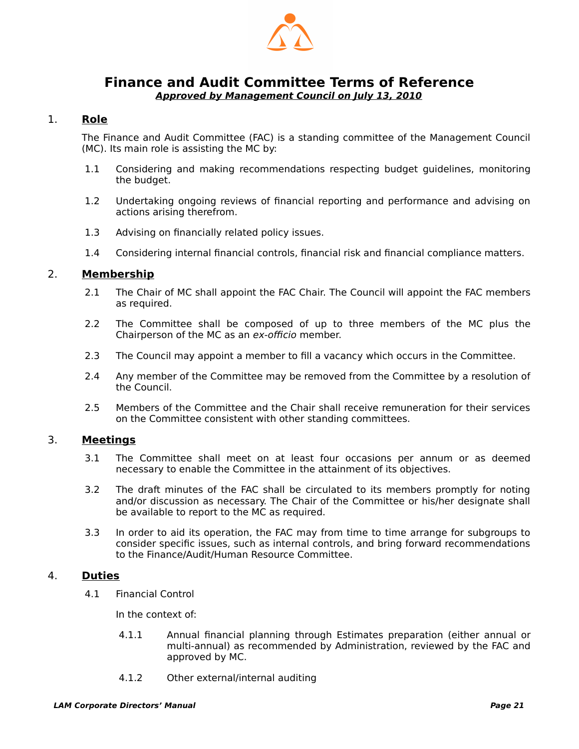# Finance and Audit Committee Terms of Reference

***Approved by Management Council on July 13, 2010***

## 1. Role

The Finance and Audit Committee (FAC) is a standing committee of the Management Council (MC). Its main role is assisting the MC by:

1.1 Considering and making recommendations respecting budget guidelines, monitoring the budget.

1.2 Undertaking ongoing reviews of financial reporting and performance and advising on actions arising therefrom.

1.3 Advising on financially related policy issues.

1.4 Considering internal financial controls, financial risk and financial compliance matters.

## 2. Membership

2.1 The Chair of MC shall appoint the FAC Chair. The Council will appoint the FAC members as required.

2.2 The Committee shall be composed of up to three members of the MC plus the Chairperson of the MC as an *ex-officio* member.

2.3 The Council may appoint a member to fill a vacancy which occurs in the Committee.

2.4 Any member of the Committee may be removed from the Committee by a resolution of the Council.

2.5 Members of the Committee and the Chair shall receive remuneration for their services on the Committee consistent with other standing committees.

## 3. Meetings

3.1 The Committee shall meet on at least four occasions per annum or as deemed necessary to enable the Committee in the attainment of its objectives.

3.2 The draft minutes of the FAC shall be circulated to its members promptly for noting and/or discussion as necessary. The Chair of the Committee or his/her designate shall be available to report to the MC as required.

3.3 In order to aid its operation, the FAC may from time to time arrange for subgroups to consider specific issues, such as internal controls, and bring forward recommendations to the Finance/Audit/Human Resource Committee.

## 4. Duties

4.1 Financial Control

In the context of:

4.1.1 Annual financial planning through Estimates preparation (either annual or multi-annual) as recommended by Administration, reviewed by the FAC and approved by MC.

4.1.2 Other external/internal auditing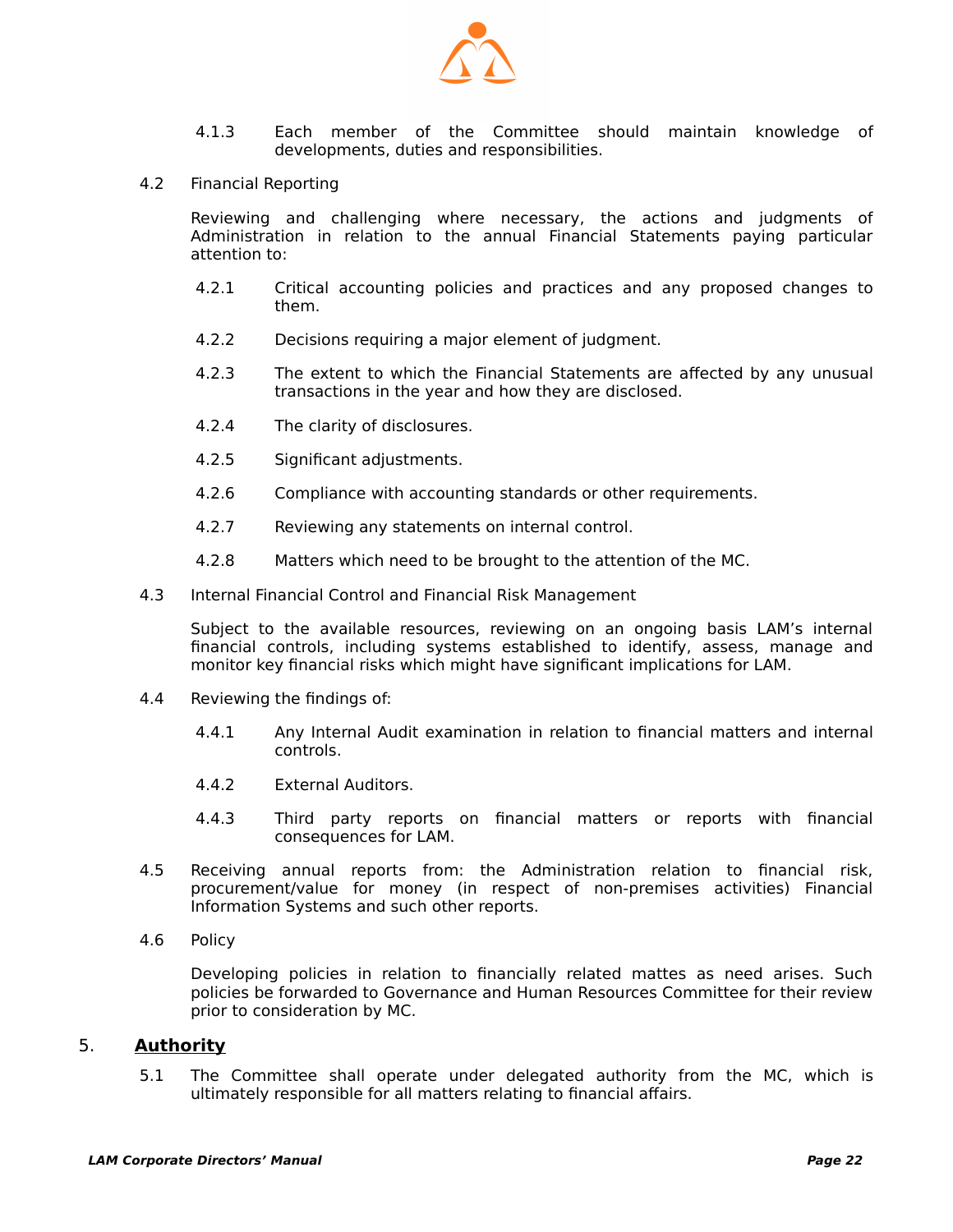4.1.3 Each member of the Committee should maintain knowledge of developments, duties and responsibilities.

4.2 Financial Reporting

Reviewing and challenging where necessary, the actions and judgments of Administration in relation to the annual Financial Statements paying particular attention to:

4.2.1 Critical accounting policies and practices and any proposed changes to them.

4.2.2 Decisions requiring a major element of judgment.

4.2.3 The extent to which the Financial Statements are affected by any unusual transactions in the year and how they are disclosed.

4.2.4 The clarity of disclosures.

4.2.5 Significant adjustments.

4.2.6 Compliance with accounting standards or other requirements.

4.2.7 Reviewing any statements on internal control.

4.2.8 Matters which need to be brought to the attention of the MC.

4.3 Internal Financial Control and Financial Risk Management

Subject to the available resources, reviewing on an ongoing basis LAM's internal financial controls, including systems established to identify, assess, manage and monitor key financial risks which might have significant implications for LAM.

4.4 Reviewing the findings of:

4.4.1 Any Internal Audit examination in relation to financial matters and internal controls.

4.4.2 External Auditors.

4.4.3 Third party reports on financial matters or reports with financial consequences for LAM.

4.5 Receiving annual reports from: the Administration relation to financial risk, procurement/value for money (in respect of non-premises activities) Financial Information Systems and such other reports.

4.6 Policy

Developing policies in relation to financially related mattes as need arises. Such policies be forwarded to Governance and Human Resources Committee for their review prior to consideration by MC.

## 5. **Authority**

5.1 The Committee shall operate under delegated authority from the MC, which is ultimately responsible for all matters relating to financial affairs.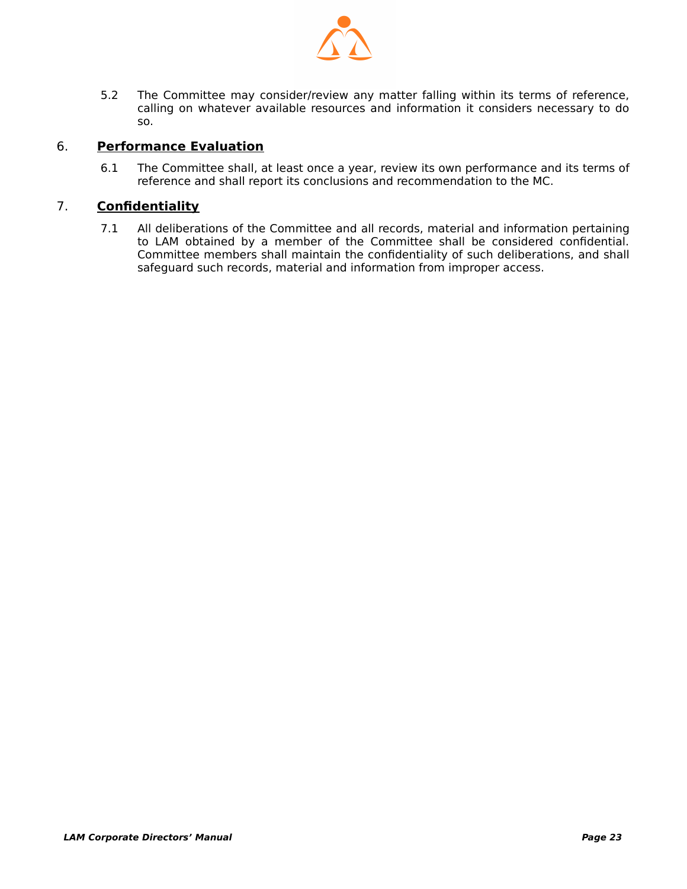5.2 The Committee may consider/review any matter falling within its terms of reference, calling on whatever available resources and information it considers necessary to do so.

## 6. **Performance Evaluation**

6.1 The Committee shall, at least once a year, review its own performance and its terms of reference and shall report its conclusions and recommendation to the MC.

## 7. **Confidentiality**

7.1 All deliberations of the Committee and all records, material and information pertaining to LAM obtained by a member of the Committee shall be considered confidential. Committee members shall maintain the confidentiality of such deliberations, and shall safeguard such records, material and information from improper access.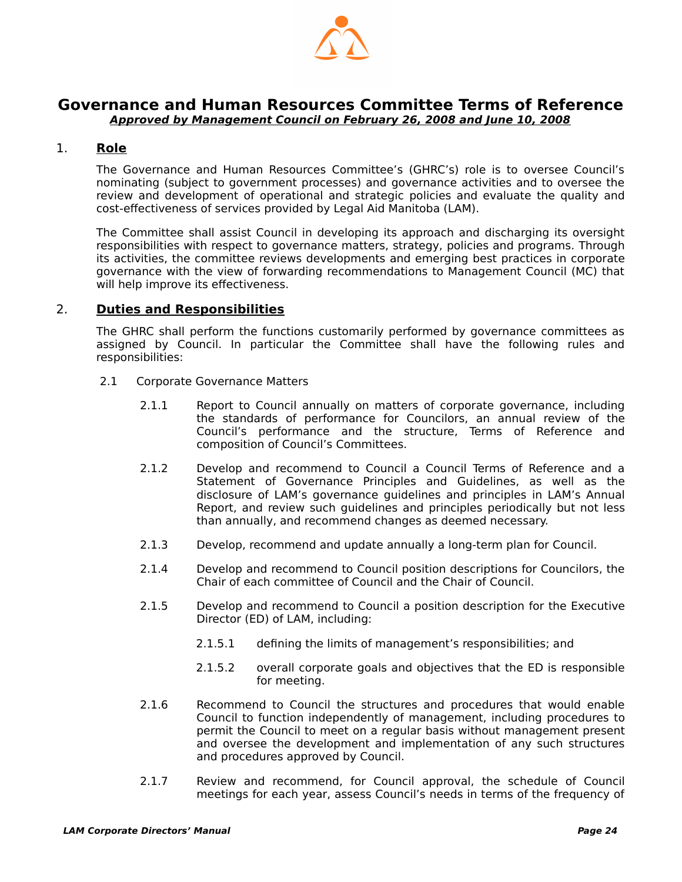# Governance and Human Resources Committee Terms of Reference

***Approved by Management Council on February 26, 2008 and June 10, 2008***

## 1. Role

The Governance and Human Resources Committee's (GHRC's) role is to oversee Council's nominating (subject to government processes) and governance activities and to oversee the review and development of operational and strategic policies and evaluate the quality and cost-effectiveness of services provided by Legal Aid Manitoba (LAM).

The Committee shall assist Council in developing its approach and discharging its oversight responsibilities with respect to governance matters, strategy, policies and programs. Through its activities, the committee reviews developments and emerging best practices in corporate governance with the view of forwarding recommendations to Management Council (MC) that will help improve its effectiveness.

## 2. Duties and Responsibilities

The GHRC shall perform the functions customarily performed by governance committees as assigned by Council. In particular the Committee shall have the following rules and responsibilities:

2.1 Corporate Governance Matters

2.1.1 Report to Council annually on matters of corporate governance, including the standards of performance for Councilors, an annual review of the Council's performance and the structure, Terms of Reference and composition of Council's Committees.

2.1.2 Develop and recommend to Council a Council Terms of Reference and a Statement of Governance Principles and Guidelines, as well as the disclosure of LAM's governance guidelines and principles in LAM's Annual Report, and review such guidelines and principles periodically but not less than annually, and recommend changes as deemed necessary.

2.1.3 Develop, recommend and update annually a long-term plan for Council.

2.1.4 Develop and recommend to Council position descriptions for Councilors, the Chair of each committee of Council and the Chair of Council.

2.1.5 Develop and recommend to Council a position description for the Executive Director (ED) of LAM, including:

2.1.5.1 defining the limits of management's responsibilities; and

2.1.5.2 overall corporate goals and objectives that the ED is responsible for meeting.

2.1.6 Recommend to Council the structures and procedures that would enable Council to function independently of management, including procedures to permit the Council to meet on a regular basis without management present and oversee the development and implementation of any such structures and procedures approved by Council.

2.1.7 Review and recommend, for Council approval, the schedule of Council meetings for each year, assess Council's needs in terms of the frequency of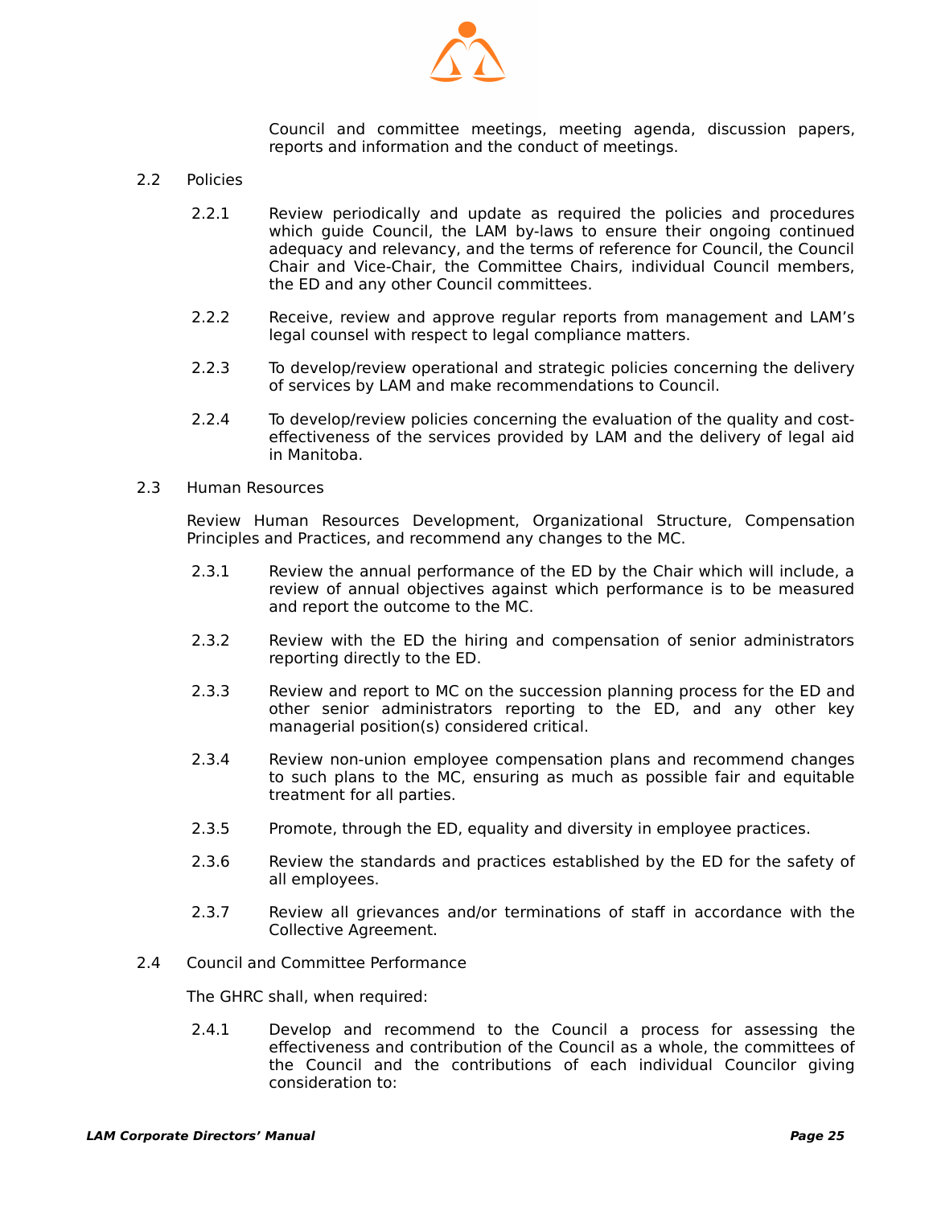Council and committee meetings, meeting agenda, discussion papers, reports and information and the conduct of meetings.

2.2 Policies

2.2.1 Review periodically and update as required the policies and procedures which guide Council, the LAM by-laws to ensure their ongoing continued adequacy and relevancy, and the terms of reference for Council, the Council Chair and Vice-Chair, the Committee Chairs, individual Council members, the ED and any other Council committees.

2.2.2 Receive, review and approve regular reports from management and LAM's legal counsel with respect to legal compliance matters.

2.2.3 To develop/review operational and strategic policies concerning the delivery of services by LAM and make recommendations to Council.

2.2.4 To develop/review policies concerning the evaluation of the quality and cost-effectiveness of the services provided by LAM and the delivery of legal aid in Manitoba.

2.3 Human Resources

Review Human Resources Development, Organizational Structure, Compensation Principles and Practices, and recommend any changes to the MC.

2.3.1 Review the annual performance of the ED by the Chair which will include, a review of annual objectives against which performance is to be measured and report the outcome to the MC.

2.3.2 Review with the ED the hiring and compensation of senior administrators reporting directly to the ED.

2.3.3 Review and report to MC on the succession planning process for the ED and other senior administrators reporting to the ED, and any other key managerial position(s) considered critical.

2.3.4 Review non-union employee compensation plans and recommend changes to such plans to the MC, ensuring as much as possible fair and equitable treatment for all parties.

2.3.5 Promote, through the ED, equality and diversity in employee practices.

2.3.6 Review the standards and practices established by the ED for the safety of all employees.

2.3.7 Review all grievances and/or terminations of staff in accordance with the Collective Agreement.

2.4 Council and Committee Performance

The GHRC shall, when required:

2.4.1 Develop and recommend to the Council a process for assessing the effectiveness and contribution of the Council as a whole, the committees of the Council and the contributions of each individual Councilor giving consideration to: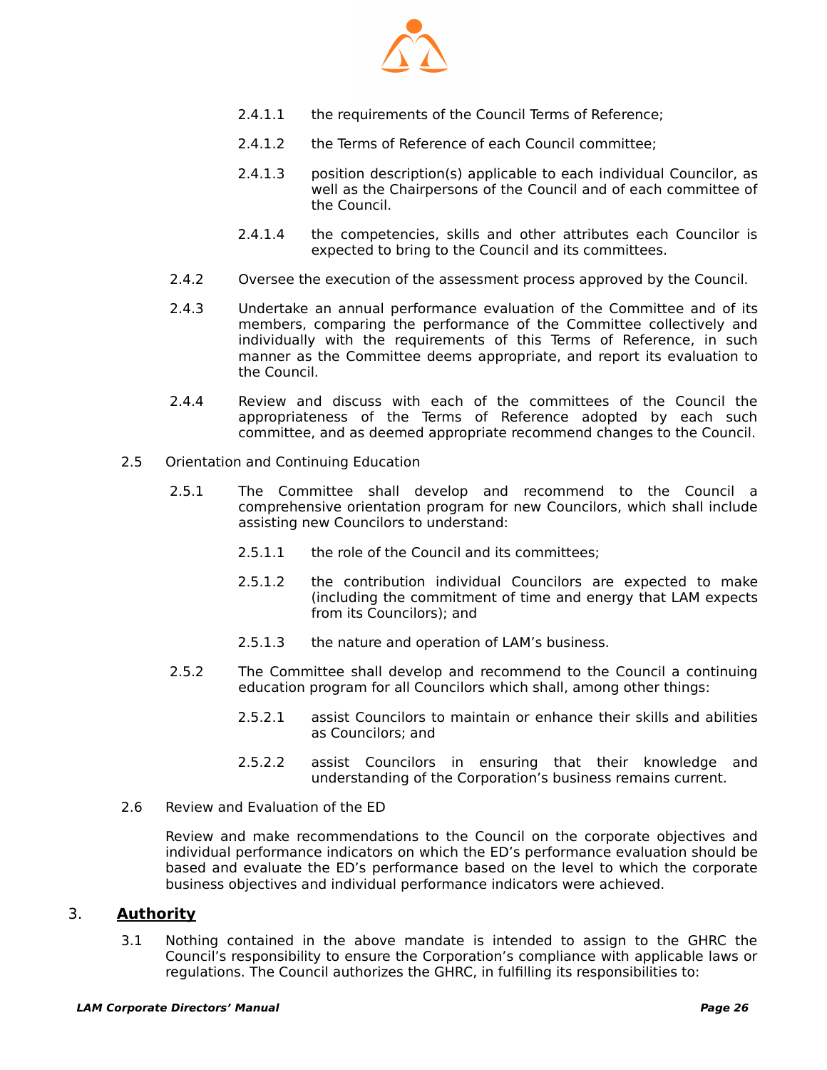2.4.1.1 the requirements of the Council Terms of Reference;

2.4.1.2 the Terms of Reference of each Council committee;

2.4.1.3 position description(s) applicable to each individual Councilor, as well as the Chairpersons of the Council and of each committee of the Council.

2.4.1.4 the competencies, skills and other attributes each Councilor is expected to bring to the Council and its committees.

2.4.2 Oversee the execution of the assessment process approved by the Council.

2.4.3 Undertake an annual performance evaluation of the Committee and of its members, comparing the performance of the Committee collectively and individually with the requirements of this Terms of Reference, in such manner as the Committee deems appropriate, and report its evaluation to the Council.

2.4.4 Review and discuss with each of the committees of the Council the appropriateness of the Terms of Reference adopted by each such committee, and as deemed appropriate recommend changes to the Council.

2.5 Orientation and Continuing Education

2.5.1 The Committee shall develop and recommend to the Council a comprehensive orientation program for new Councilors, which shall include assisting new Councilors to understand:

2.5.1.1 the role of the Council and its committees;

2.5.1.2 the contribution individual Councilors are expected to make (including the commitment of time and energy that LAM expects from its Councilors); and

2.5.1.3 the nature and operation of LAM's business.

2.5.2 The Committee shall develop and recommend to the Council a continuing education program for all Councilors which shall, among other things:

2.5.2.1 assist Councilors to maintain or enhance their skills and abilities as Councilors; and

2.5.2.2 assist Councilors in ensuring that their knowledge and understanding of the Corporation's business remains current.

2.6 Review and Evaluation of the ED

Review and make recommendations to the Council on the corporate objectives and individual performance indicators on which the ED's performance evaluation should be based and evaluate the ED's performance based on the level to which the corporate business objectives and individual performance indicators were achieved.

## 3. **Authority**

3.1 Nothing contained in the above mandate is intended to assign to the GHRC the Council's responsibility to ensure the Corporation's compliance with applicable laws or regulations. The Council authorizes the GHRC, in fulfilling its responsibilities to: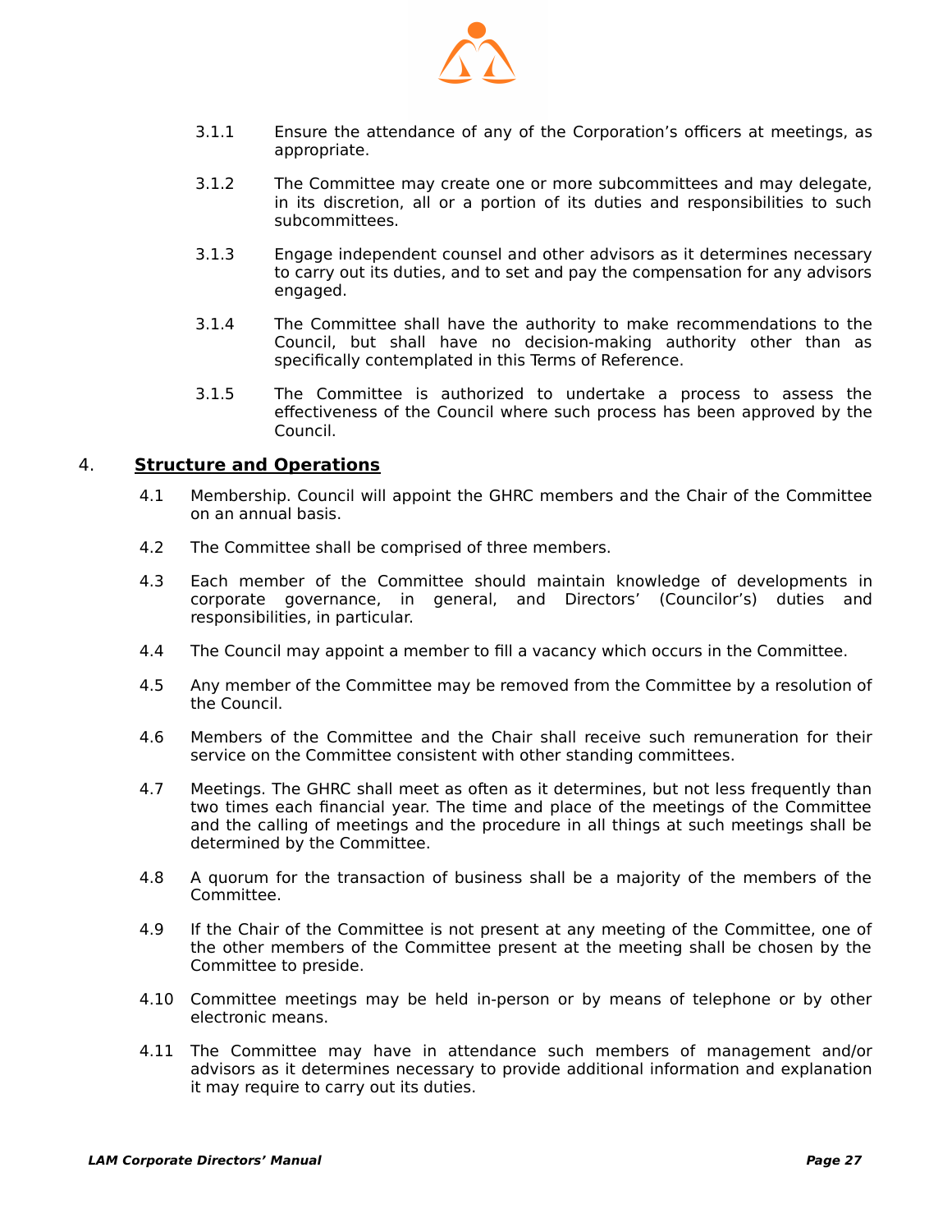3.1.1 Ensure the attendance of any of the Corporation's officers at meetings, as appropriate.

3.1.2 The Committee may create one or more subcommittees and may delegate, in its discretion, all or a portion of its duties and responsibilities to such subcommittees.

3.1.3 Engage independent counsel and other advisors as it determines necessary to carry out its duties, and to set and pay the compensation for any advisors engaged.

3.1.4 The Committee shall have the authority to make recommendations to the Council, but shall have no decision-making authority other than as specifically contemplated in this Terms of Reference.

3.1.5 The Committee is authorized to undertake a process to assess the effectiveness of the Council where such process has been approved by the Council.

## 4. **Structure and Operations**

4.1 Membership. Council will appoint the GHRC members and the Chair of the Committee on an annual basis.

4.2 The Committee shall be comprised of three members.

4.3 Each member of the Committee should maintain knowledge of developments in corporate governance, in general, and Directors' (Councilor's) duties and responsibilities, in particular.

4.4 The Council may appoint a member to fill a vacancy which occurs in the Committee.

4.5 Any member of the Committee may be removed from the Committee by a resolution of the Council.

4.6 Members of the Committee and the Chair shall receive such remuneration for their service on the Committee consistent with other standing committees.

4.7 Meetings. The GHRC shall meet as often as it determines, but not less frequently than two times each financial year. The time and place of the meetings of the Committee and the calling of meetings and the procedure in all things at such meetings shall be determined by the Committee.

4.8 A quorum for the transaction of business shall be a majority of the members of the Committee.

4.9 If the Chair of the Committee is not present at any meeting of the Committee, one of the other members of the Committee present at the meeting shall be chosen by the Committee to preside.

4.10 Committee meetings may be held in-person or by means of telephone or by other electronic means.

4.11 The Committee may have in attendance such members of management and/or advisors as it determines necessary to provide additional information and explanation it may require to carry out its duties.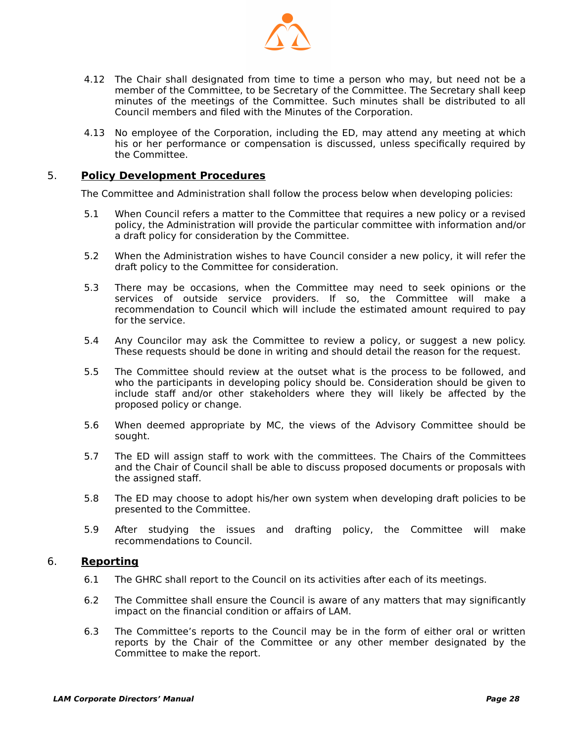4.12 The Chair shall designated from time to time a person who may, but need not be a member of the Committee, to be Secretary of the Committee. The Secretary shall keep minutes of the meetings of the Committee. Such minutes shall be distributed to all Council members and filed with the Minutes of the Corporation.

4.13 No employee of the Corporation, including the ED, may attend any meeting at which his or her performance or compensation is discussed, unless specifically required by the Committee.

## 5. **Policy Development Procedures**

The Committee and Administration shall follow the process below when developing policies:

5.1 When Council refers a matter to the Committee that requires a new policy or a revised policy, the Administration will provide the particular committee with information and/or a draft policy for consideration by the Committee.

5.2 When the Administration wishes to have Council consider a new policy, it will refer the draft policy to the Committee for consideration.

5.3 There may be occasions, when the Committee may need to seek opinions or the services of outside service providers. If so, the Committee will make a recommendation to Council which will include the estimated amount required to pay for the service.

5.4 Any Councilor may ask the Committee to review a policy, or suggest a new policy. These requests should be done in writing and should detail the reason for the request.

5.5 The Committee should review at the outset what is the process to be followed, and who the participants in developing policy should be. Consideration should be given to include staff and/or other stakeholders where they will likely be affected by the proposed policy or change.

5.6 When deemed appropriate by MC, the views of the Advisory Committee should be sought.

5.7 The ED will assign staff to work with the committees. The Chairs of the Committees and the Chair of Council shall be able to discuss proposed documents or proposals with the assigned staff.

5.8 The ED may choose to adopt his/her own system when developing draft policies to be presented to the Committee.

5.9 After studying the issues and drafting policy, the Committee will make recommendations to Council.

## 6. **Reporting**

6.1 The GHRC shall report to the Council on its activities after each of its meetings.

6.2 The Committee shall ensure the Council is aware of any matters that may significantly impact on the financial condition or affairs of LAM.

6.3 The Committee's reports to the Council may be in the form of either oral or written reports by the Chair of the Committee or any other member designated by the Committee to make the report.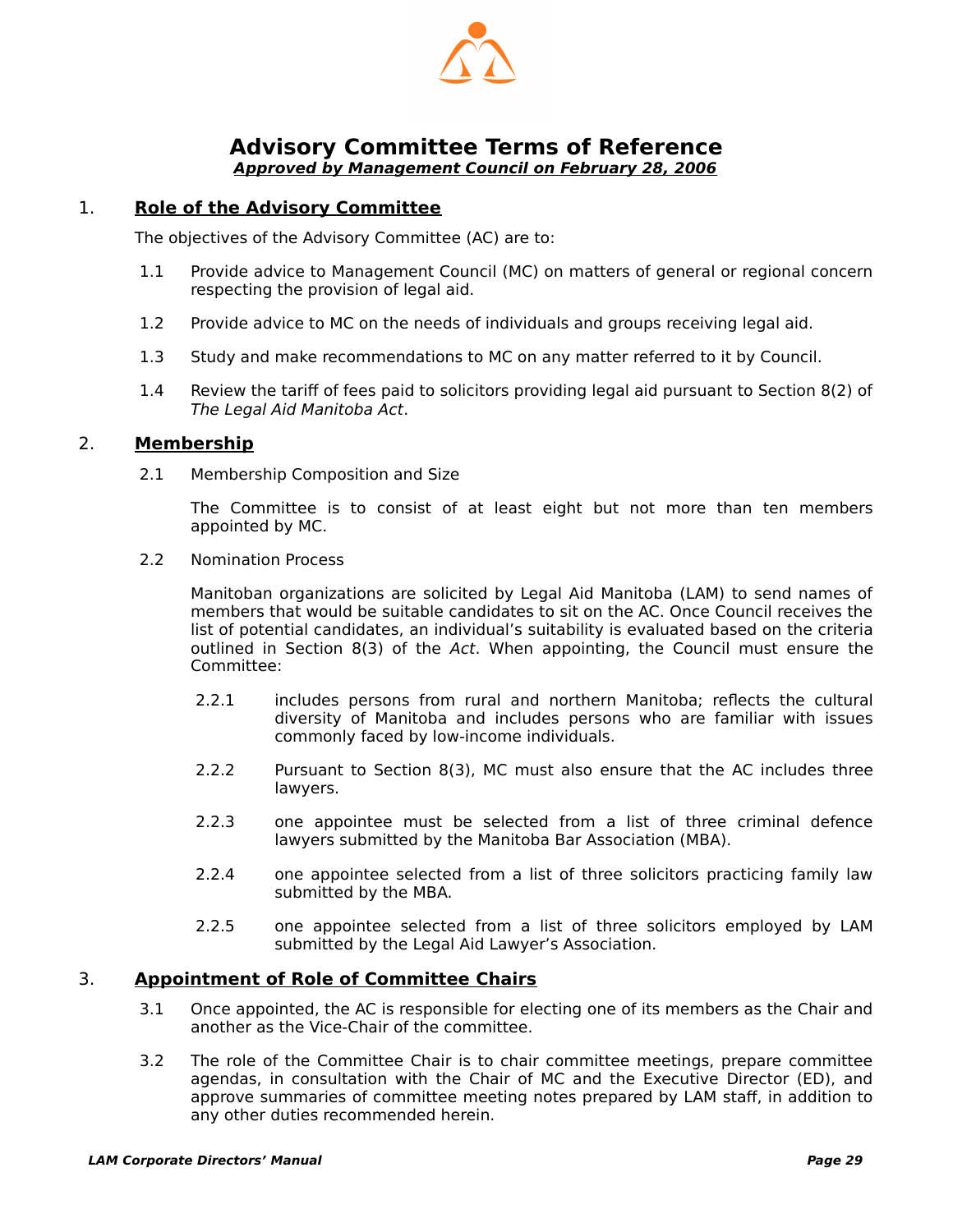# Advisory Committee Terms of Reference

***Approved by Management Council on February 28, 2006***

## 1. Role of the Advisory Committee

The objectives of the Advisory Committee (AC) are to:

1.1 Provide advice to Management Council (MC) on matters of general or regional concern respecting the provision of legal aid.

1.2 Provide advice to MC on the needs of individuals and groups receiving legal aid.

1.3 Study and make recommendations to MC on any matter referred to it by Council.

1.4 Review the tariff of fees paid to solicitors providing legal aid pursuant to Section 8(2) of *The Legal Aid Manitoba Act*.

## 2. Membership

2.1 Membership Composition and Size

The Committee is to consist of at least eight but not more than ten members appointed by MC.

2.2 Nomination Process

Manitoban organizations are solicited by Legal Aid Manitoba (LAM) to send names of members that would be suitable candidates to sit on the AC. Once Council receives the list of potential candidates, an individual's suitability is evaluated based on the criteria outlined in Section 8(3) of the *Act*. When appointing, the Council must ensure the Committee:

2.2.1 includes persons from rural and northern Manitoba; reflects the cultural diversity of Manitoba and includes persons who are familiar with issues commonly faced by low-income individuals.

2.2.2 Pursuant to Section 8(3), MC must also ensure that the AC includes three lawyers.

2.2.3 one appointee must be selected from a list of three criminal defence lawyers submitted by the Manitoba Bar Association (MBA).

2.2.4 one appointee selected from a list of three solicitors practicing family law submitted by the MBA.

2.2.5 one appointee selected from a list of three solicitors employed by LAM submitted by the Legal Aid Lawyer's Association.

## 3. Appointment of Role of Committee Chairs

3.1 Once appointed, the AC is responsible for electing one of its members as the Chair and another as the Vice-Chair of the committee.

3.2 The role of the Committee Chair is to chair committee meetings, prepare committee agendas, in consultation with the Chair of MC and the Executive Director (ED), and approve summaries of committee meeting notes prepared by LAM staff, in addition to any other duties recommended herein.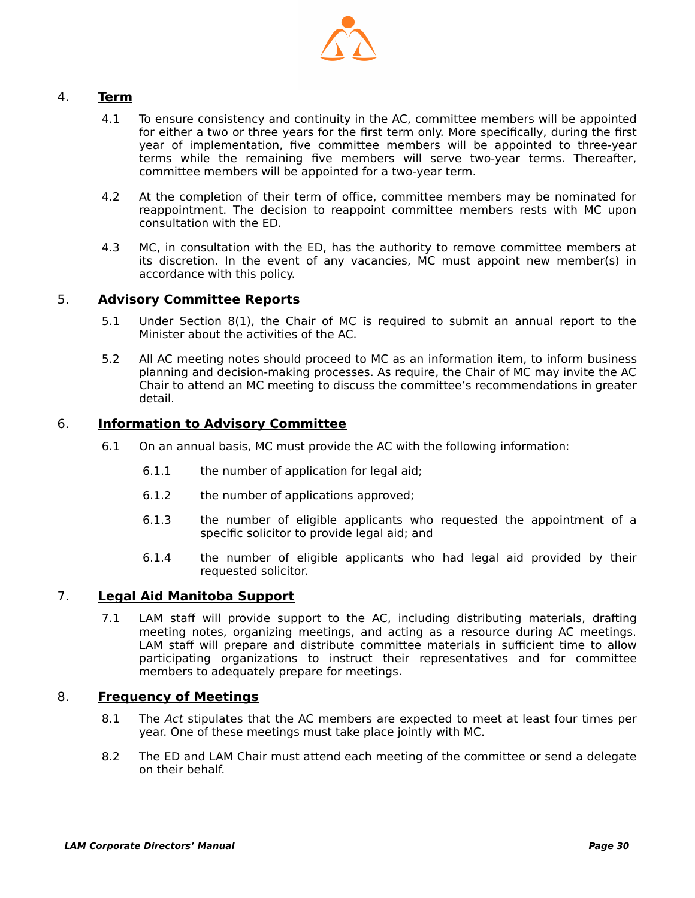## 4. Term

4.1 To ensure consistency and continuity in the AC, committee members will be appointed for either a two or three years for the first term only. More specifically, during the first year of implementation, five committee members will be appointed to three-year terms while the remaining five members will serve two-year terms. Thereafter, committee members will be appointed for a two-year term.

4.2 At the completion of their term of office, committee members may be nominated for reappointment. The decision to reappoint committee members rests with MC upon consultation with the ED.

4.3 MC, in consultation with the ED, has the authority to remove committee members at its discretion. In the event of any vacancies, MC must appoint new member(s) in accordance with this policy.

## 5. Advisory Committee Reports

5.1 Under Section 8(1), the Chair of MC is required to submit an annual report to the Minister about the activities of the AC.

5.2 All AC meeting notes should proceed to MC as an information item, to inform business planning and decision-making processes. As require, the Chair of MC may invite the AC Chair to attend an MC meeting to discuss the committee's recommendations in greater detail.

## 6. Information to Advisory Committee

6.1 On an annual basis, MC must provide the AC with the following information:

6.1.1 the number of application for legal aid;

6.1.2 the number of applications approved;

6.1.3 the number of eligible applicants who requested the appointment of a specific solicitor to provide legal aid; and

6.1.4 the number of eligible applicants who had legal aid provided by their requested solicitor.

## 7. Legal Aid Manitoba Support

7.1 LAM staff will provide support to the AC, including distributing materials, drafting meeting notes, organizing meetings, and acting as a resource during AC meetings. LAM staff will prepare and distribute committee materials in sufficient time to allow participating organizations to instruct their representatives and for committee members to adequately prepare for meetings.

## 8. Frequency of Meetings

8.1 The *Act* stipulates that the AC members are expected to meet at least four times per year. One of these meetings must take place jointly with MC.

8.2 The ED and LAM Chair must attend each meeting of the committee or send a delegate on their behalf.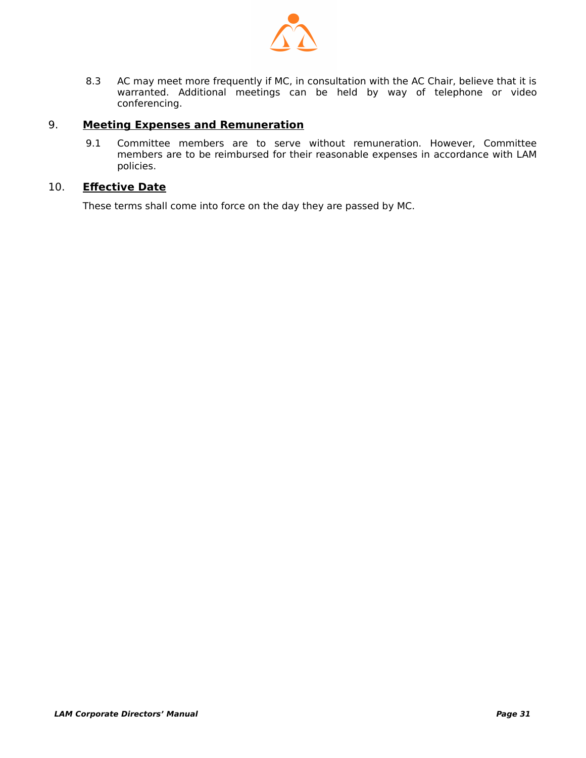8.3 AC may meet more frequently if MC, in consultation with the AC Chair, believe that it is warranted. Additional meetings can be held by way of telephone or video conferencing.

## 9. Meeting Expenses and Remuneration

9.1 Committee members are to serve without remuneration. However, Committee members are to be reimbursed for their reasonable expenses in accordance with LAM policies.

## 10. Effective Date

These terms shall come into force on the day they are passed by MC.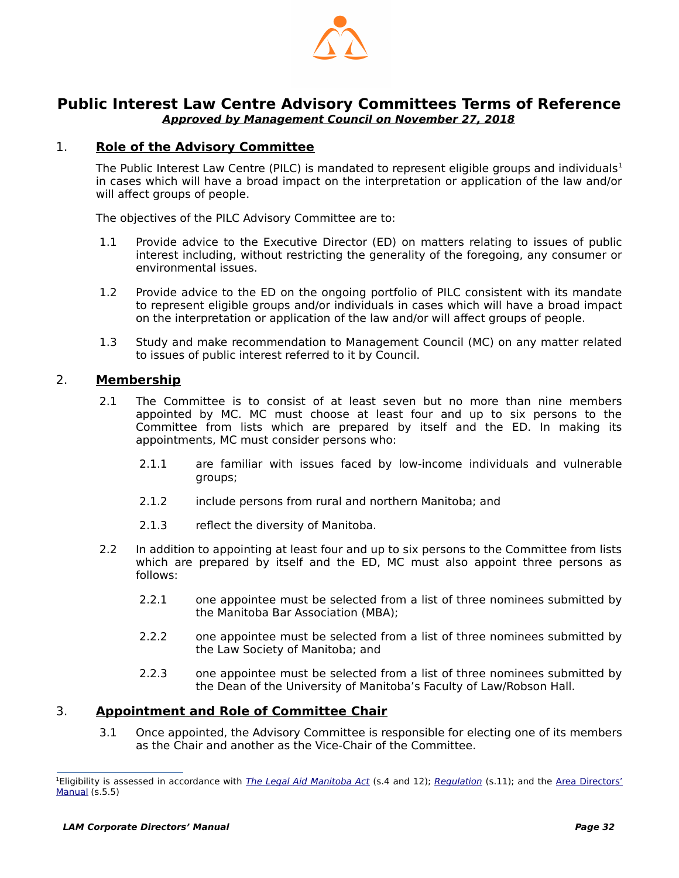# Public Interest Law Centre Advisory Committees Terms of Reference

***Approved by Management Council on November 27, 2018***

## 1. Role of the Advisory Committee

The Public Interest Law Centre (PILC) is mandated to represent eligible groups and individuals[1] in cases which will have a broad impact on the interpretation or application of the law and/or will affect groups of people.

The objectives of the PILC Advisory Committee are to:

1.1 Provide advice to the Executive Director (ED) on matters relating to issues of public interest including, without restricting the generality of the foregoing, any consumer or environmental issues.

1.2 Provide advice to the ED on the ongoing portfolio of PILC consistent with its mandate to represent eligible groups and/or individuals in cases which will have a broad impact on the interpretation or application of the law and/or will affect groups of people.

1.3 Study and make recommendation to Management Council (MC) on any matter related to issues of public interest referred to it by Council.

## 2. Membership

2.1 The Committee is to consist of at least seven but no more than nine members appointed by MC. MC must choose at least four and up to six persons to the Committee from lists which are prepared by itself and the ED. In making its appointments, MC must consider persons who:

2.1.1 are familiar with issues faced by low-income individuals and vulnerable groups;

2.1.2 include persons from rural and northern Manitoba; and

2.1.3 reflect the diversity of Manitoba.

2.2 In addition to appointing at least four and up to six persons to the Committee from lists which are prepared by itself and the ED, MC must also appoint three persons as follows:

2.2.1 one appointee must be selected from a list of three nominees submitted by the Manitoba Bar Association (MBA);

2.2.2 one appointee must be selected from a list of three nominees submitted by the Law Society of Manitoba; and

2.2.3 one appointee must be selected from a list of three nominees submitted by the Dean of the University of Manitoba's Faculty of Law/Robson Hall.

## 3. Appointment and Role of Committee Chair

3.1 Once appointed, the Advisory Committee is responsible for electing one of its members as the Chair and another as the Vice-Chair of the Committee.

---

[1] Eligibility is assessed in accordance with *The Legal Aid Manitoba Act* (s.4 and 12); *Regulation* (s.11); and the Area Directors' Manual (s.5.5)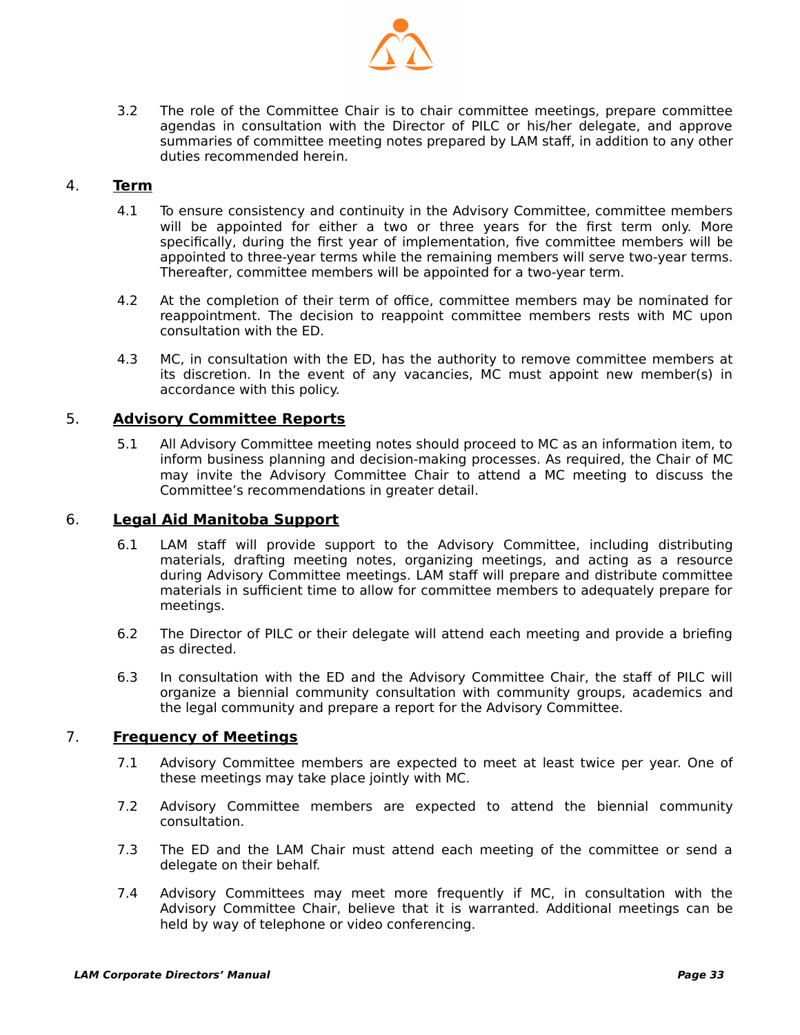3.2 The role of the Committee Chair is to chair committee meetings, prepare committee agendas in consultation with the Director of PILC or his/her delegate, and approve summaries of committee meeting notes prepared by LAM staff, in addition to any other duties recommended herein.

## 4. Term

4.1 To ensure consistency and continuity in the Advisory Committee, committee members will be appointed for either a two or three years for the first term only. More specifically, during the first year of implementation, five committee members will be appointed to three-year terms while the remaining members will serve two-year terms. Thereafter, committee members will be appointed for a two-year term.

4.2 At the completion of their term of office, committee members may be nominated for reappointment. The decision to reappoint committee members rests with MC upon consultation with the ED.

4.3 MC, in consultation with the ED, has the authority to remove committee members at its discretion. In the event of any vacancies, MC must appoint new member(s) in accordance with this policy.

## 5. Advisory Committee Reports

5.1 All Advisory Committee meeting notes should proceed to MC as an information item, to inform business planning and decision-making processes. As required, the Chair of MC may invite the Advisory Committee Chair to attend a MC meeting to discuss the Committee's recommendations in greater detail.

## 6. Legal Aid Manitoba Support

6.1 LAM staff will provide support to the Advisory Committee, including distributing materials, drafting meeting notes, organizing meetings, and acting as a resource during Advisory Committee meetings. LAM staff will prepare and distribute committee materials in sufficient time to allow for committee members to adequately prepare for meetings.

6.2 The Director of PILC or their delegate will attend each meeting and provide a briefing as directed.

6.3 In consultation with the ED and the Advisory Committee Chair, the staff of PILC will organize a biennial community consultation with community groups, academics and the legal community and prepare a report for the Advisory Committee.

## 7. Frequency of Meetings

7.1 Advisory Committee members are expected to meet at least twice per year. One of these meetings may take place jointly with MC.

7.2 Advisory Committee members are expected to attend the biennial community consultation.

7.3 The ED and the LAM Chair must attend each meeting of the committee or send a delegate on their behalf.

7.4 Advisory Committees may meet more frequently if MC, in consultation with the Advisory Committee Chair, believe that it is warranted. Additional meetings can be held by way of telephone or video conferencing.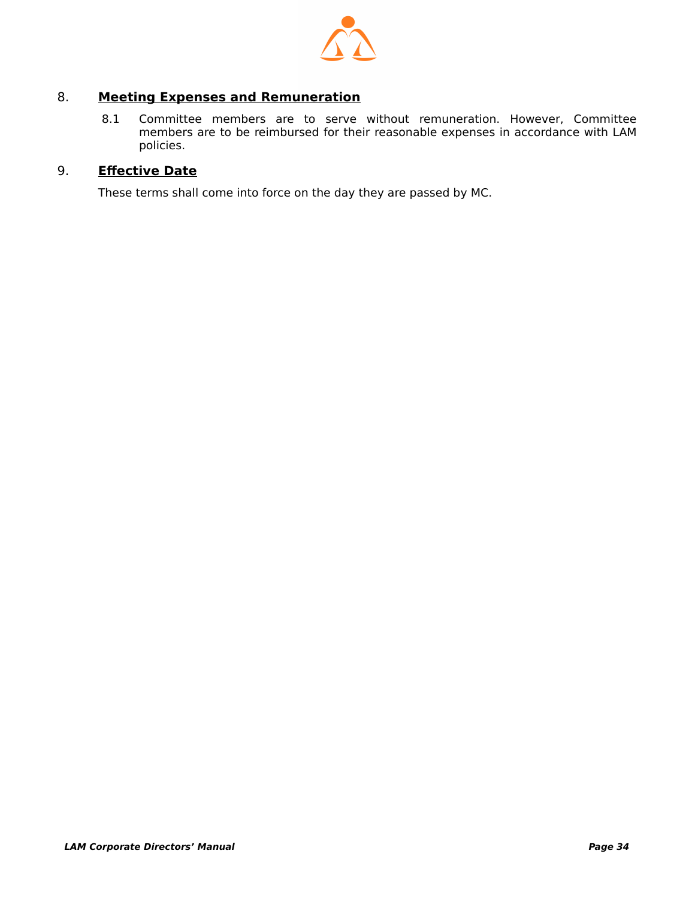## 8. **Meeting Expenses and Remuneration**

8.1 Committee members are to serve without remuneration. However, Committee members are to be reimbursed for their reasonable expenses in accordance with LAM policies.

## 9. **Effective Date**

These terms shall come into force on the day they are passed by MC.